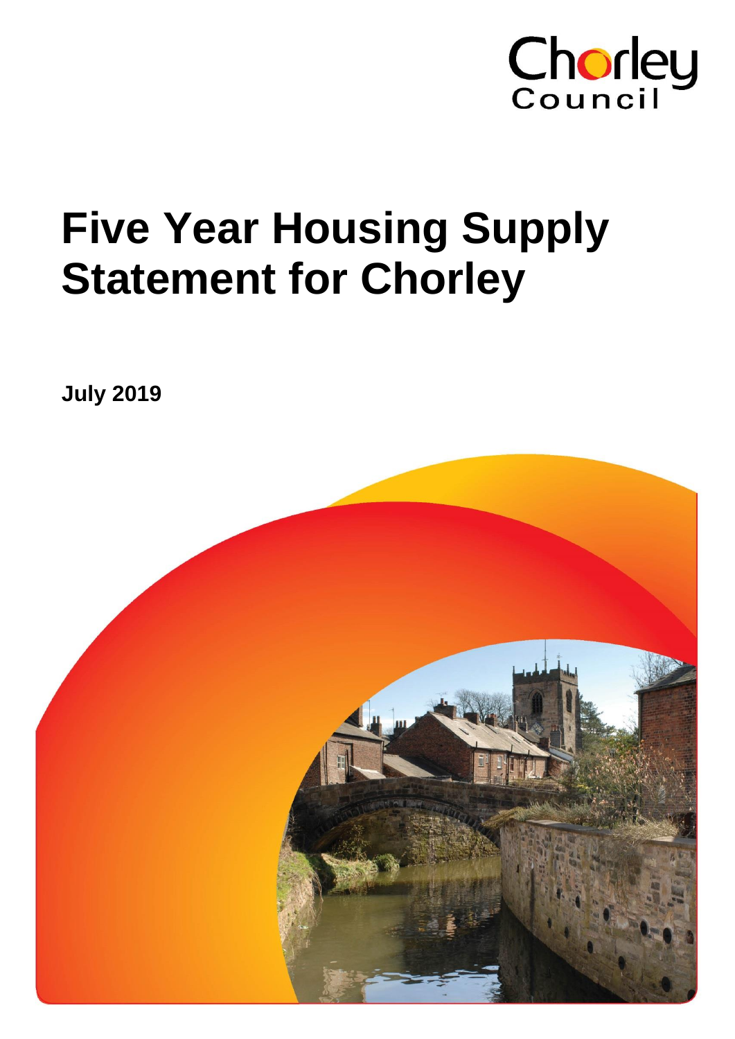Chorley Council

# Five Year Housing Supply Statement for Chorley

**July 2019**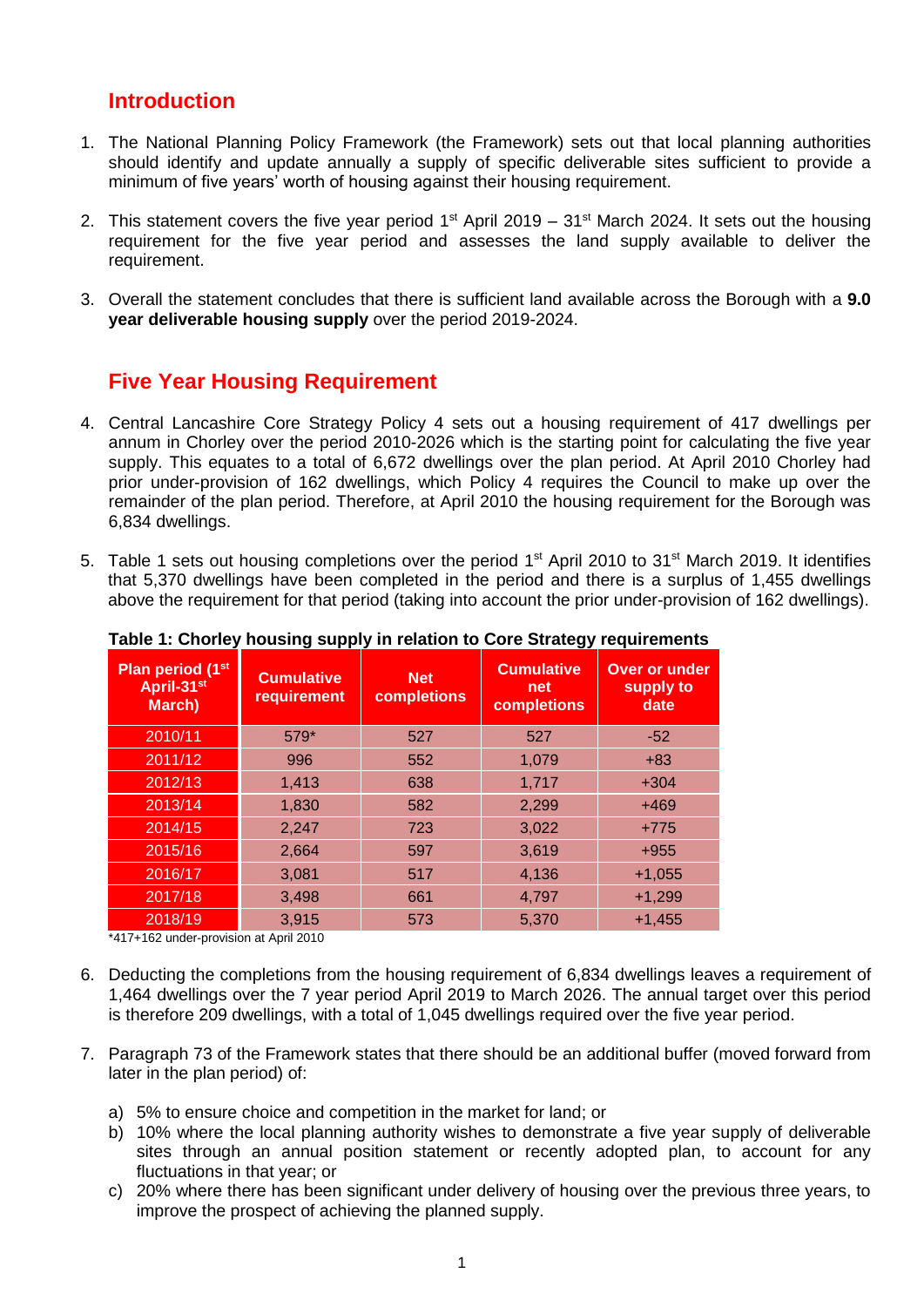## Introduction

1. The National Planning Policy Framework (the Framework) sets out that local planning authorities should identify and update annually a supply of specific deliverable sites sufficient to provide a minimum of five years' worth of housing against their housing requirement.

2. This statement covers the five year period 1st April 2019 – 31st March 2024. It sets out the housing requirement for the five year period and assesses the land supply available to deliver the requirement.

3. Overall the statement concludes that there is sufficient land available across the Borough with a **9.0 year deliverable housing supply** over the period 2019-2024.

## Five Year Housing Requirement

4. Central Lancashire Core Strategy Policy 4 sets out a housing requirement of 417 dwellings per annum in Chorley over the period 2010-2026 which is the starting point for calculating the five year supply. This equates to a total of 6,672 dwellings over the plan period. At April 2010 Chorley had prior under-provision of 162 dwellings, which Policy 4 requires the Council to make up over the remainder of the plan period. Therefore, at April 2010 the housing requirement for the Borough was 6,834 dwellings.

5. Table 1 sets out housing completions over the period 1st April 2010 to 31st March 2019. It identifies that 5,370 dwellings have been completed in the period and there is a surplus of 1,455 dwellings above the requirement for that period (taking into account the prior under-provision of 162 dwellings).

**Table 1: Chorley housing supply in relation to Core Strategy requirements**

| Plan period (1st April-31st March) | Cumulative requirement | Net completions | Cumulative net completions | Over or under supply to date |
|---|---|---|---|---|
| 2010/11 | 579* | 527 | 527 | -52 |
| 2011/12 | 996 | 552 | 1,079 | +83 |
| 2012/13 | 1,413 | 638 | 1,717 | +304 |
| 2013/14 | 1,830 | 582 | 2,299 | +469 |
| 2014/15 | 2,247 | 723 | 3,022 | +775 |
| 2015/16 | 2,664 | 597 | 3,619 | +955 |
| 2016/17 | 3,081 | 517 | 4,136 | +1,055 |
| 2017/18 | 3,498 | 661 | 4,797 | +1,299 |
| 2018/19 | 3,915 | 573 | 5,370 | +1,455 |

*417+162 under-provision at April 2010

6. Deducting the completions from the housing requirement of 6,834 dwellings leaves a requirement of 1,464 dwellings over the 7 year period April 2019 to March 2026. The annual target over this period is therefore 209 dwellings, with a total of 1,045 dwellings required over the five year period.

7. Paragraph 73 of the Framework states that there should be an additional buffer (moved forward from later in the plan period) of:

   a) 5% to ensure choice and competition in the market for land; or
   b) 10% where the local planning authority wishes to demonstrate a five year supply of deliverable sites through an annual position statement or recently adopted plan, to account for any fluctuations in that year; or
   c) 20% where there has been significant under delivery of housing over the previous three years, to improve the prospect of achieving the planned supply.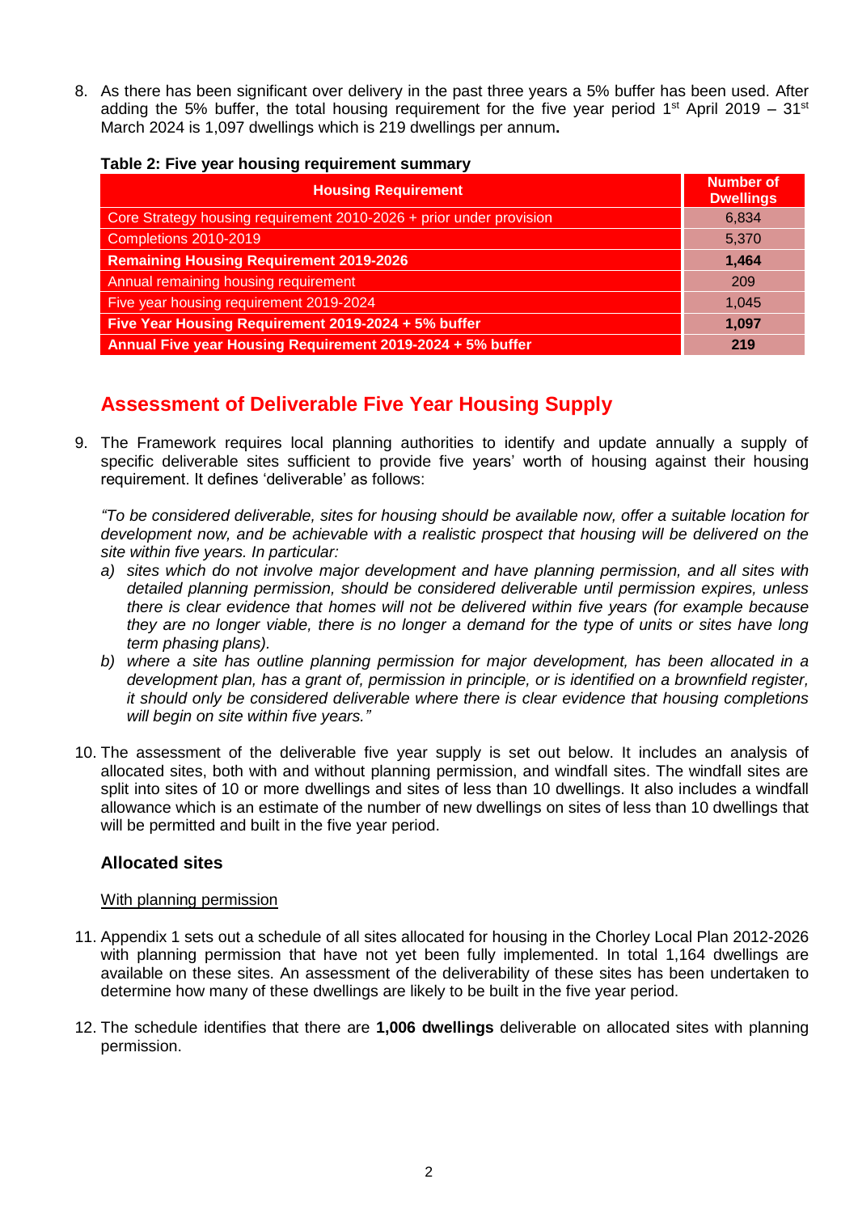8. As there has been significant over delivery in the past three years a 5% buffer has been used. After adding the 5% buffer, the total housing requirement for the five year period 1st April 2019 – 31st March 2024 is 1,097 dwellings which is 219 dwellings per annum**.**

**Table 2: Five year housing requirement summary**

| Housing Requirement | Number of Dwellings |
|---|---|
| Core Strategy housing requirement 2010-2026 + prior under provision | 6,834 |
| Completions 2010-2019 | 5,370 |
| **Remaining Housing Requirement 2019-2026** | **1,464** |
| Annual remaining housing requirement | 209 |
| Five year housing requirement 2019-2024 | 1,045 |
| **Five Year Housing Requirement 2019-2024 + 5% buffer** | **1,097** |
| **Annual Five year Housing Requirement 2019-2024 + 5% buffer** | **219** |

## Assessment of Deliverable Five Year Housing Supply

9. The Framework requires local planning authorities to identify and update annually a supply of specific deliverable sites sufficient to provide five years' worth of housing against their housing requirement. It defines 'deliverable' as follows:

   *"To be considered deliverable, sites for housing should be available now, offer a suitable location for development now, and be achievable with a realistic prospect that housing will be delivered on the site within five years. In particular:*

   *a) sites which do not involve major development and have planning permission, and all sites with detailed planning permission, should be considered deliverable until permission expires, unless there is clear evidence that homes will not be delivered within five years (for example because they are no longer viable, there is no longer a demand for the type of units or sites have long term phasing plans).*

   *b) where a site has outline planning permission for major development, has been allocated in a development plan, has a grant of, permission in principle, or is identified on a brownfield register, it should only be considered deliverable where there is clear evidence that housing completions will begin on site within five years."*

10. The assessment of the deliverable five year supply is set out below. It includes an analysis of allocated sites, both with and without planning permission, and windfall sites. The windfall sites are split into sites of 10 or more dwellings and sites of less than 10 dwellings. It also includes a windfall allowance which is an estimate of the number of new dwellings on sites of less than 10 dwellings that will be permitted and built in the five year period.

### Allocated sites

With planning permission

11. Appendix 1 sets out a schedule of all sites allocated for housing in the Chorley Local Plan 2012-2026 with planning permission that have not yet been fully implemented. In total 1,164 dwellings are available on these sites. An assessment of the deliverability of these sites has been undertaken to determine how many of these dwellings are likely to be built in the five year period.

12. The schedule identifies that there are **1,006 dwellings** deliverable on allocated sites with planning permission.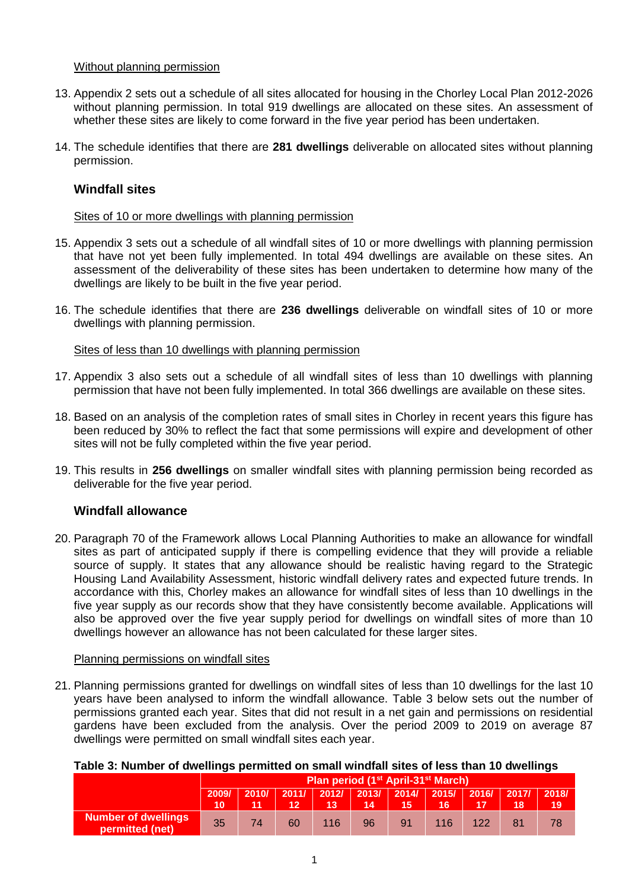Without planning permission

13. Appendix 2 sets out a schedule of all sites allocated for housing in the Chorley Local Plan 2012-2026 without planning permission. In total 919 dwellings are allocated on these sites. An assessment of whether these sites are likely to come forward in the five year period has been undertaken.

14. The schedule identifies that there are **281 dwellings** deliverable on allocated sites without planning permission.

## Windfall sites

Sites of 10 or more dwellings with planning permission

15. Appendix 3 sets out a schedule of all windfall sites of 10 or more dwellings with planning permission that have not yet been fully implemented. In total 494 dwellings are available on these sites. An assessment of the deliverability of these sites has been undertaken to determine how many of the dwellings are likely to be built in the five year period.

16. The schedule identifies that there are **236 dwellings** deliverable on windfall sites of 10 or more dwellings with planning permission.

Sites of less than 10 dwellings with planning permission

17. Appendix 3 also sets out a schedule of all windfall sites of less than 10 dwellings with planning permission that have not been fully implemented. In total 366 dwellings are available on these sites.

18. Based on an analysis of the completion rates of small sites in Chorley in recent years this figure has been reduced by 30% to reflect the fact that some permissions will expire and development of other sites will not be fully completed within the five year period.

19. This results in **256 dwellings** on smaller windfall sites with planning permission being recorded as deliverable for the five year period.

## Windfall allowance

20. Paragraph 70 of the Framework allows Local Planning Authorities to make an allowance for windfall sites as part of anticipated supply if there is compelling evidence that they will provide a reliable source of supply. It states that any allowance should be realistic having regard to the Strategic Housing Land Availability Assessment, historic windfall delivery rates and expected future trends. In accordance with this, Chorley makes an allowance for windfall sites of less than 10 dwellings in the five year supply as our records show that they have consistently become available. Applications will also be approved over the five year supply period for dwellings on windfall sites of more than 10 dwellings however an allowance has not been calculated for these larger sites.

Planning permissions on windfall sites

21. Planning permissions granted for dwellings on windfall sites of less than 10 dwellings for the last 10 years have been analysed to inform the windfall allowance. Table 3 below sets out the number of permissions granted each year. Sites that did not result in a net gain and permissions on residential gardens have been excluded from the analysis. Over the period 2009 to 2019 on average 87 dwellings were permitted on small windfall sites each year.

**Table 3: Number of dwellings permitted on small windfall sites of less than 10 dwellings**

| | Plan period (1st April-31st March) | | | | | | | | | |
|---|---|---|---|---|---|---|---|---|---|---|
| | 2009/10 | 2010/11 | 2011/12 | 2012/13 | 2013/14 | 2014/15 | 2015/16 | 2016/17 | 2017/18 | 2018/19 |
| **Number of dwellings permitted (net)** | 35 | 74 | 60 | 116 | 96 | 91 | 116 | 122 | 81 | 78 |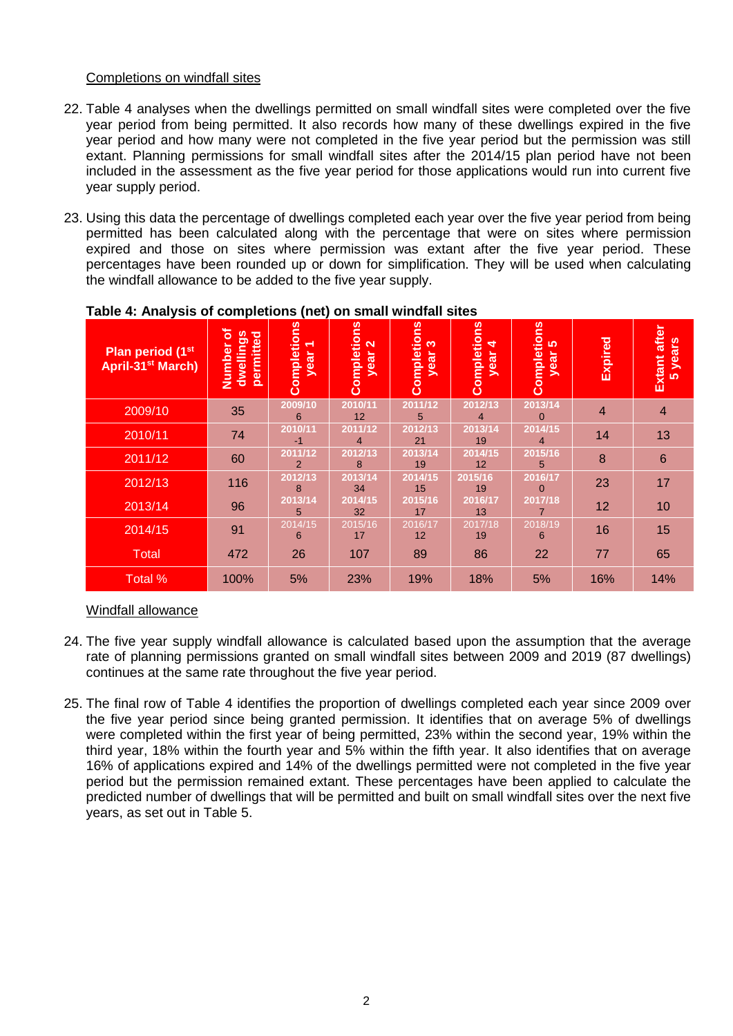Completions on windfall sites

22. Table 4 analyses when the dwellings permitted on small windfall sites were completed over the five year period from being permitted. It also records how many of these dwellings expired in the five year period and how many were not completed in the five year period but the permission was still extant. Planning permissions for small windfall sites after the 2014/15 plan period have not been included in the assessment as the five year period for those applications would run into current five year supply period.

23. Using this data the percentage of dwellings completed each year over the five year period from being permitted has been calculated along with the percentage that were on sites where permission expired and those on sites where permission was extant after the five year period. These percentages have been rounded up or down for simplification. They will be used when calculating the windfall allowance to be added to the five year supply.

**Table 4: Analysis of completions (net) on small windfall sites**

| Plan period (1st April-31st March) | Number of dwellings permitted | Completions year 1 | Completions year 2 | Completions year 3 | Completions year 4 | Completions year 5 | Expired | Extant after 5 years |
|---|---|---|---|---|---|---|---|---|
| 2009/10 | 35 | 2009/10 6 | 2010/11 12 | 2011/12 5 | 2012/13 4 | 2013/14 0 | 4 | 4 |
| 2010/11 | 74 | 2010/11 -1 | 2011/12 4 | 2012/13 21 | 2013/14 19 | 2014/15 4 | 14 | 13 |
| 2011/12 | 60 | 2011/12 2 | 2012/13 8 | 2013/14 19 | 2014/15 12 | 2015/16 5 | 8 | 6 |
| 2012/13 | 116 | 2012/13 8 | 2013/14 34 | 2014/15 15 | 2015/16 19 | 2016/17 0 | 23 | 17 |
| 2013/14 | 96 | 2013/14 5 | 2014/15 32 | 2015/16 17 | 2016/17 13 | 2017/18 7 | 12 | 10 |
| 2014/15 | 91 | 2014/15 6 | 2015/16 17 | 2016/17 12 | 2017/18 19 | 2018/19 6 | 16 | 15 |
| Total | 472 | 26 | 107 | 89 | 86 | 22 | 77 | 65 |
| Total % | 100% | 5% | 23% | 19% | 18% | 5% | 16% | 14% |

Windfall allowance

24. The five year supply windfall allowance is calculated based upon the assumption that the average rate of planning permissions granted on small windfall sites between 2009 and 2019 (87 dwellings) continues at the same rate throughout the five year period.

25. The final row of Table 4 identifies the proportion of dwellings completed each year since 2009 over the five year period since being granted permission. It identifies that on average 5% of dwellings were completed within the first year of being permitted, 23% within the second year, 19% within the third year, 18% within the fourth year and 5% within the fifth year. It also identifies that on average 16% of applications expired and 14% of the dwellings permitted were not completed in the five year period but the permission remained extant. These percentages have been applied to calculate the predicted number of dwellings that will be permitted and built on small windfall sites over the next five years, as set out in Table 5.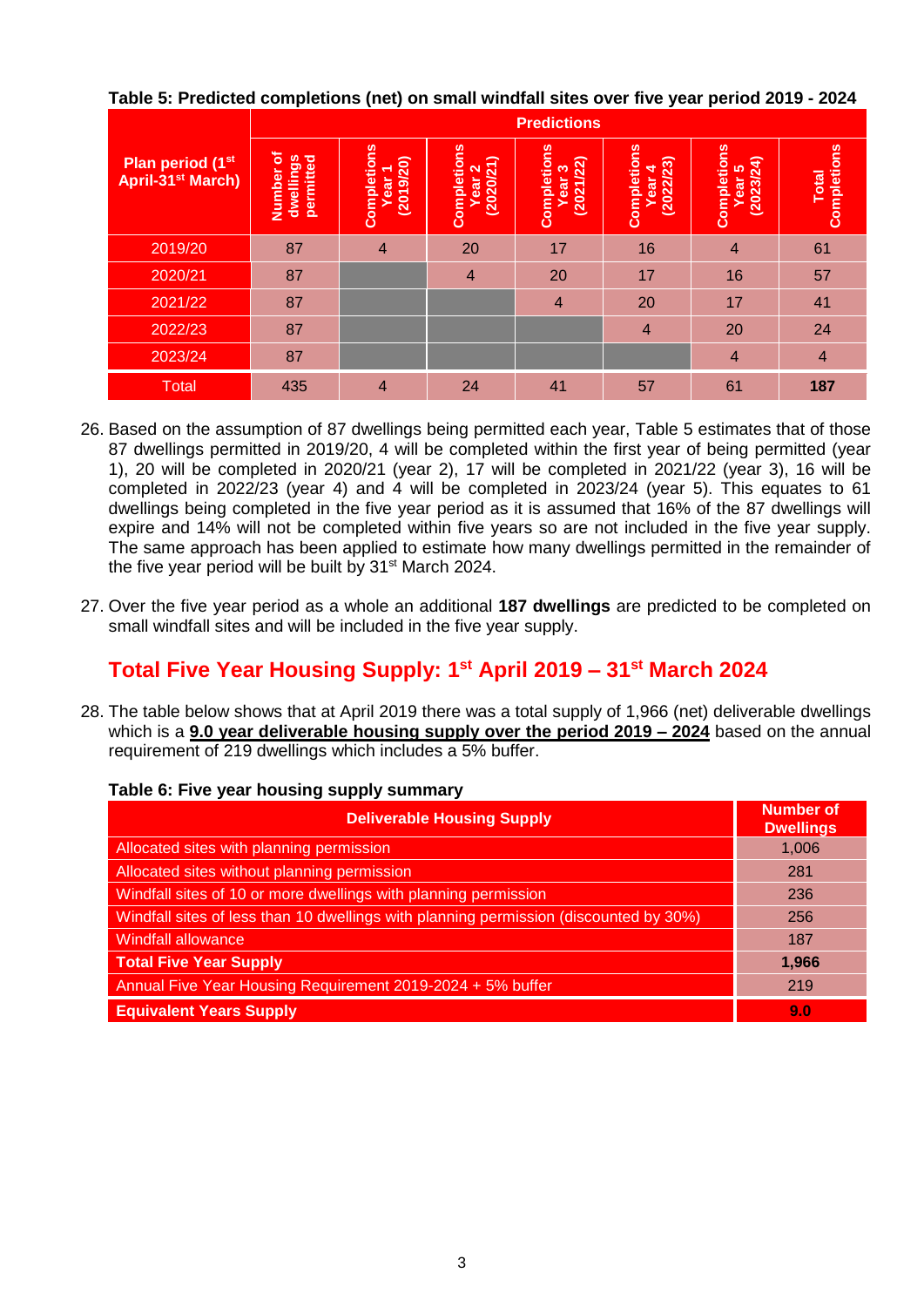**Table 5: Predicted completions (net) on small windfall sites over five year period 2019 - 2024**

| Plan period (1st April-31st March) | Predictions | | | | | | |
|---|---|---|---|---|---|---|---|
| | Number of dwellings permitted | Completions Year 1 (2019/20) | Completions Year 2 (2020/21) | Completions Year 3 (2021/22) | Completions Year 4 (2022/23) | Completions Year 5 (2023/24) | Total Completions |
| 2019/20 | 87 | 4 | 20 | 17 | 16 | 4 | 61 |
| 2020/21 | 87 | | 4 | 20 | 17 | 16 | 57 |
| 2021/22 | 87 | | | 4 | 20 | 17 | 41 |
| 2022/23 | 87 | | | | 4 | 20 | 24 |
| 2023/24 | 87 | | | | | 4 | 4 |
| Total | 435 | 4 | 24 | 41 | 57 | 61 | **187** |

26. Based on the assumption of 87 dwellings being permitted each year, Table 5 estimates that of those 87 dwellings permitted in 2019/20, 4 will be completed within the first year of being permitted (year 1), 20 will be completed in 2020/21 (year 2), 17 will be completed in 2021/22 (year 3), 16 will be completed in 2022/23 (year 4) and 4 will be completed in 2023/24 (year 5). This equates to 61 dwellings being completed in the five year period as it is assumed that 16% of the 87 dwellings will expire and 14% will not be completed within five years so are not included in the five year supply. The same approach has been applied to estimate how many dwellings permitted in the remainder of the five year period will be built by 31st March 2024.

27. Over the five year period as a whole an additional **187 dwellings** are predicted to be completed on small windfall sites and will be included in the five year supply.

## Total Five Year Housing Supply: 1st April 2019 – 31st March 2024

28. The table below shows that at April 2019 there was a total supply of 1,966 (net) deliverable dwellings which is a **9.0 year deliverable housing supply over the period 2019 – 2024** based on the annual requirement of 219 dwellings which includes a 5% buffer.

**Table 6: Five year housing supply summary**

| Deliverable Housing Supply | Number of Dwellings |
|---|---|
| Allocated sites with planning permission | 1,006 |
| Allocated sites without planning permission | 281 |
| Windfall sites of 10 or more dwellings with planning permission | 236 |
| Windfall sites of less than 10 dwellings with planning permission (discounted by 30%) | 256 |
| Windfall allowance | 187 |
| **Total Five Year Supply** | **1,966** |
| Annual Five Year Housing Requirement 2019-2024 + 5% buffer | 219 |
| **Equivalent Years Supply** | **9.0** |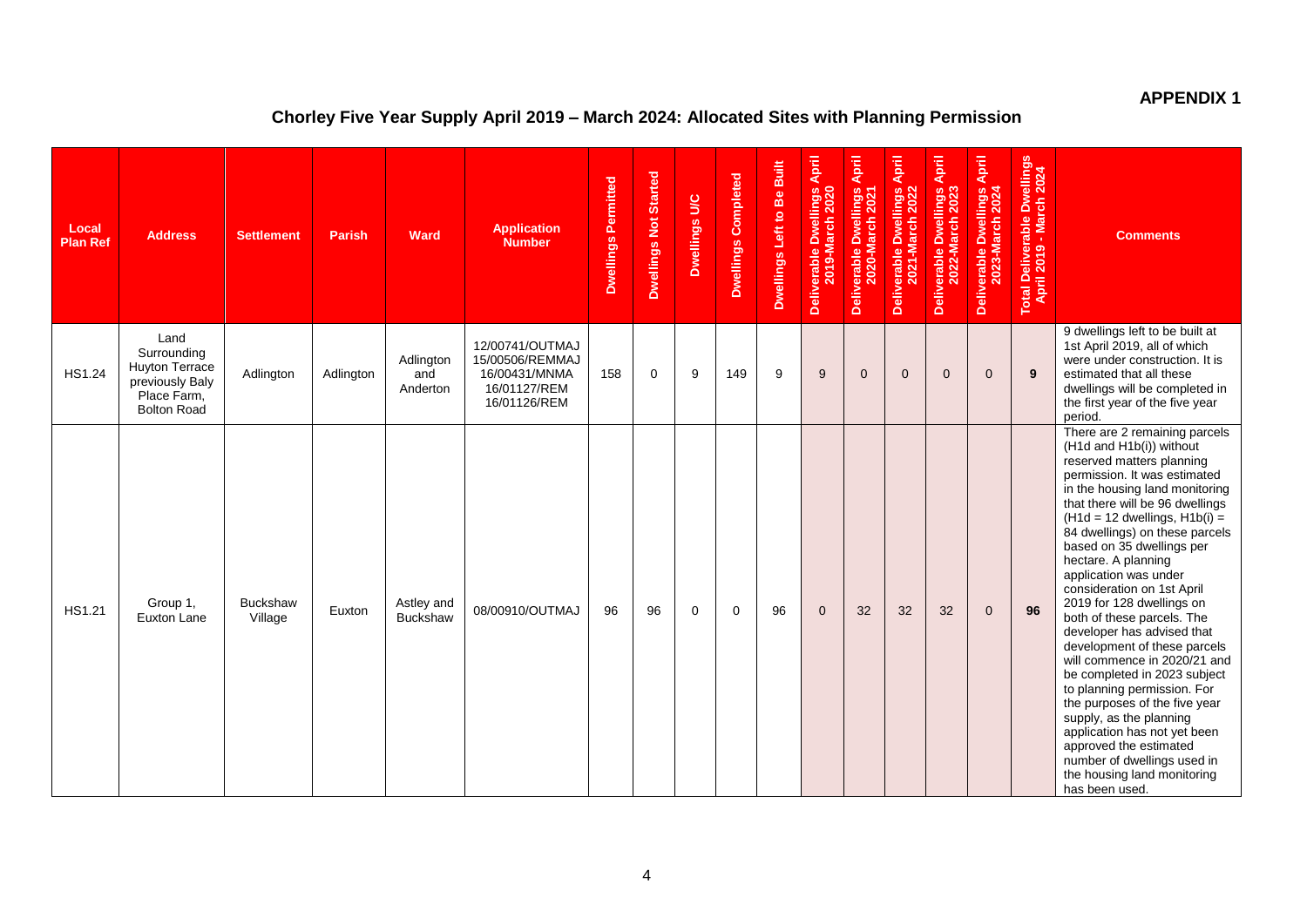**APPENDIX 1**

## Chorley Five Year Supply April 2019 – March 2024: Allocated Sites with Planning Permission

| Local Plan Ref | Address | Settlement | Parish | Ward | Application Number | Dwellings Permited | Dwellings Not Started | Dwellings U/C | Dwellings Completed | Dwellings Left to Be Built | Deliverable Dwellings April 2019-March 2020 | Deliverable Dwellings April 2020-March 2021 | Deliverable Dwellings April 2021-March 2022 | Deliverable Dwellings April 2022-March 2023 | Deliverable Dwellings April 2023-March 2024 | Total Deliverable Dwellings April 2019 - March 2024 | Comments |
|---|---|---|---|---|---|---|---|---|---|---|---|---|---|---|---|---|---|
| HS1.24 | Land Surrounding Huyton Terrace previously Baly Place Farm, Bolton Road | Adlington | Adlington | Adlington and Anderton | 12/00741/OUTMAJ 15/00506/REMMAJ 16/00431/MNMA 16/01127/REM 16/01126/REM | 158 | 0 | 9 | 149 | 9 | 9 | 0 | 0 | 0 | 0 | **9** | 9 dwellings left to be built at 1st April 2019, all of which were under construction. It is estimated that all these dwellings will be completed in the first year of the five year period. |
| HS1.21 | Group 1, Euxton Lane | Buckshaw Village | Euxton | Astley and Buckshaw | 08/00910/OUTMAJ | 96 | 96 | 0 | 0 | 96 | 0 | 32 | 32 | 32 | 0 | **96** | There are 2 remaining parcels (H1d and H1b(i)) without reserved matters planning permission. It was estimated in the housing land monitoring that there will be 96 dwellings (H1d = 12 dwellings, H1b(i) = 84 dwellings) on these parcels based on 35 dwellings per hectare. A planning application was under consideration on 1st April 2019 for 128 dwellings on both of these parcels. The developer has advised that development of these parcels will commence in 2020/21 and be completed in 2023 subject to planning permission. For the purposes of the five year supply, as the planning application has not yet been approved the estimated number of dwellings used in the housing land monitoring has been used. |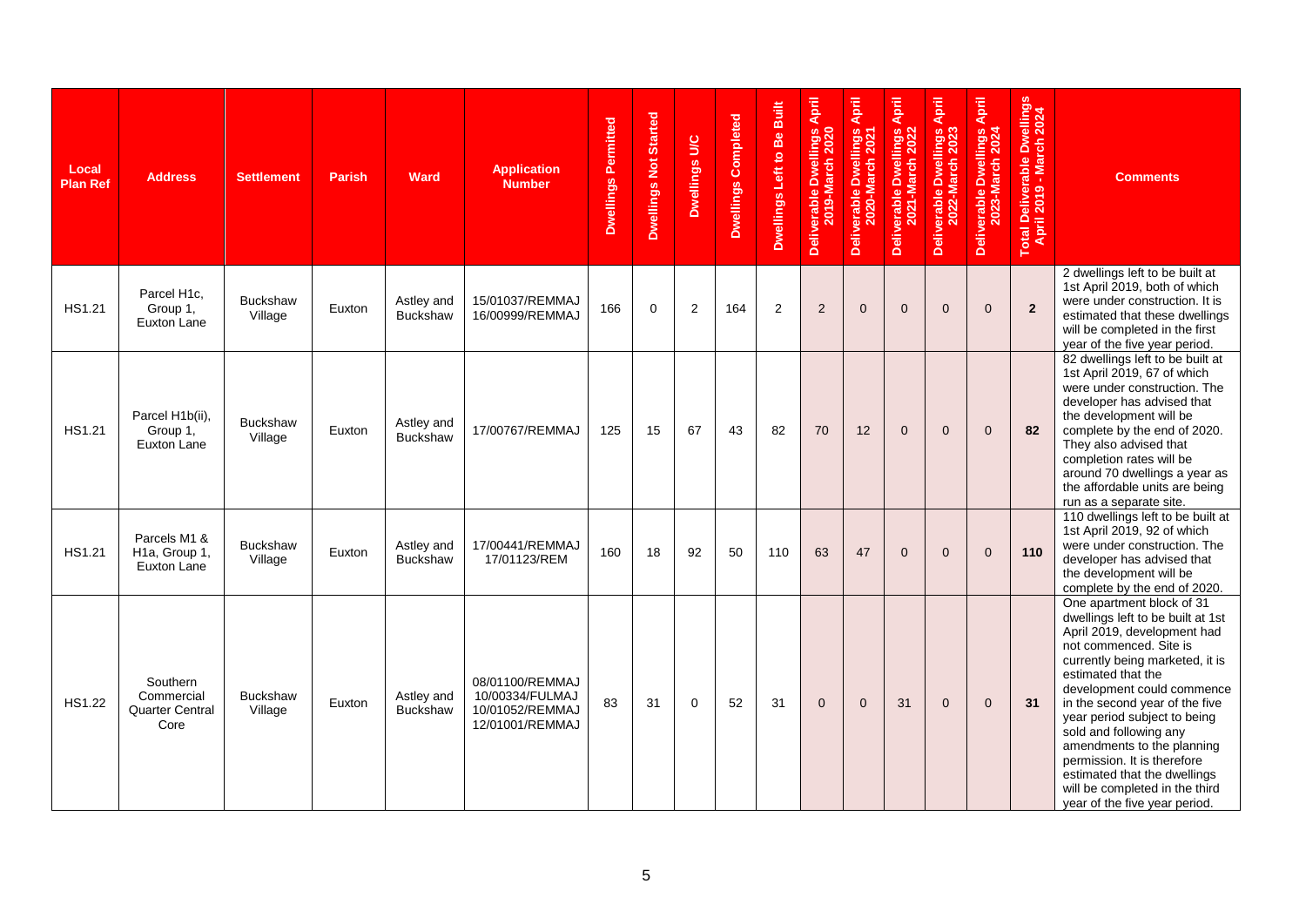| Local Plan Ref | Address | Settlement | Parish | Ward | Application Number | Dwellings Permitted | Dwellings Not Started | Dwellings U/C | Dwellings Completed | Dwellings Left to Be Built | Deliverable Dwellings April 2019-March 2020 | Deliverable Dwellings April 2020-March 2021 | Deliverable Dwellings April 2021-March 2022 | Deliverable Dwellings April 2022-March 2023 | Deliverable Dwellings April 2023-March 2024 | Total Deliverable Dwellings April 2019 - March 2024 | Comments |
|---|---|---|---|---|---|---|---|---|---|---|---|---|---|---|---|---|---|
| HS1.21 | Parcel H1c, Group 1, Euxton Lane | Buckshaw Village | Euxton | Astley and Buckshaw | 15/01037/REMMAJ 16/00999/REMMAJ | 166 | 0 | 2 | 164 | 2 | 2 | 0 | 0 | 0 | 0 | **2** | 2 dwellings left to be built at 1st April 2019, both of which were under construction. It is estimated that these dwellings will be completed in the first year of the five year period. |
| HS1.21 | Parcel H1b(ii), Group 1, Euxton Lane | Buckshaw Village | Euxton | Astley and Buckshaw | 17/00767/REMMAJ | 125 | 15 | 67 | 43 | 82 | 70 | 12 | 0 | 0 | 0 | **82** | 82 dwellings left to be built at 1st April 2019, 67 of which were under construction. The developer has advised that the development will be complete by the end of 2020. They also advised that completion rates will be around 70 dwellings a year as the affordable units are being run as a separate site. |
| HS1.21 | Parcels M1 & H1a, Group 1, Euxton Lane | Buckshaw Village | Euxton | Astley and Buckshaw | 17/00441/REMMAJ 17/01123/REM | 160 | 18 | 92 | 50 | 110 | 63 | 47 | 0 | 0 | 0 | **110** | 110 dwellings left to be built at 1st April 2019, 92 of which were under construction. The developer has advised that the development will be complete by the end of 2020. |
| HS1.22 | Southern Commercial Quarter Central Core | Buckshaw Village | Euxton | Astley and Buckshaw | 08/01100/REMMAJ 10/00334/FULMAJ 10/01052/REMMAJ 12/01001/REMMAJ | 83 | 31 | 0 | 52 | 31 | 0 | 0 | 31 | 0 | 0 | **31** | One apartment block of 31 dwellings left to be built at 1st April 2019, development had not commenced. Site is currently being marketed, it is estimated that the development could commence in the second year of the five year period subject to being sold and following any amendments to the planning permission. It is therefore estimated that the dwellings will be completed in the third year of the five year period. |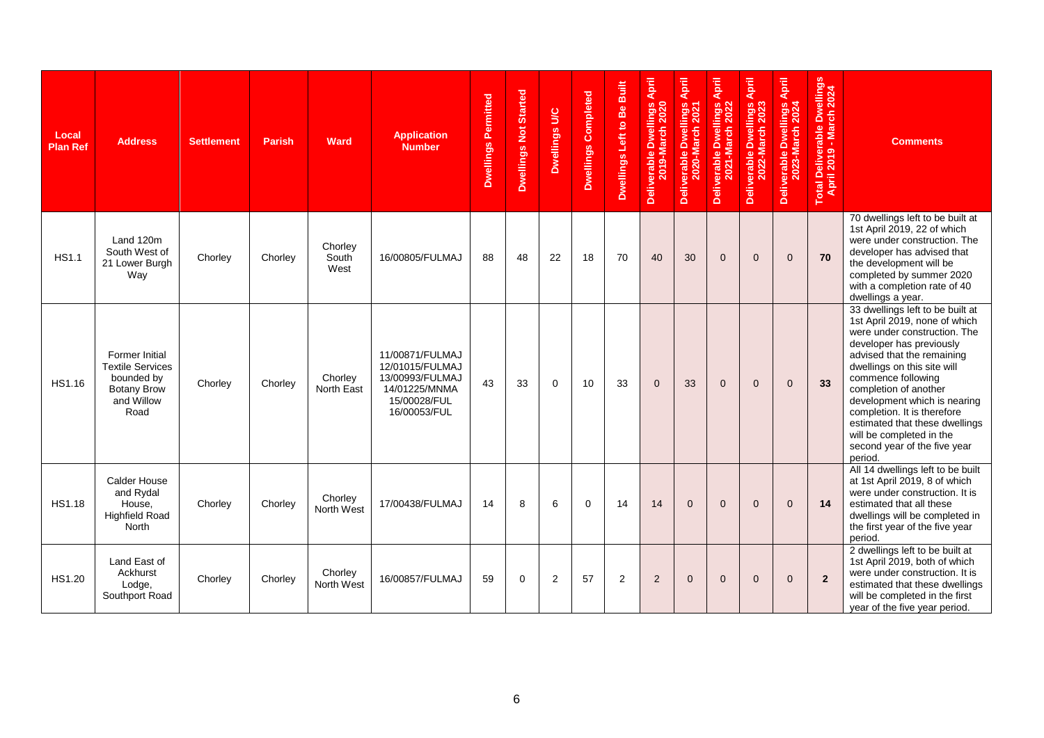| Local Plan Ref | Address | Settlement | Parish | Ward | Application Number | Dwellings Permitted | Dwellings Not Started | Dwellings U/C | Dwellings Completed | Dwellings Left to Be Built | Deliverable Dwellings April 2019-March 2020 | Deliverable Dwellings April 2020-March 2021 | Deliverable Dwellings April 2021-March 2022 | Deliverable Dwellings April 2022-March 2023 | Deliverable Dwellings April 2023-March 2024 | Total Deliverable Dwellings April 2019 - March 2024 | Comments |
|---|---|---|---|---|---|---|---|---|---|---|---|---|---|---|---|---|---|
| HS1.1 | Land 120m South West of 21 Lower Burgh Way | Chorley | Chorley | Chorley South West | 16/00805/FULMAJ | 88 | 48 | 22 | 18 | 70 | 40 | 30 | 0 | 0 | 0 | **70** | 70 dwellings left to be built at 1st April 2019, 22 of which were under construction. The developer has advised that the development will be completed by summer 2020 with a completion rate of 40 dwellings a year. |
| HS1.16 | Former Initial Textile Services bounded by Botany Brow and Willow Road | Chorley | Chorley | Chorley North East | 11/00871/FULMAJ 12/01015/FULMAJ 13/00993/FULMAJ 14/01225/MNMA 15/00028/FUL 16/00053/FUL | 43 | 33 | 0 | 10 | 33 | 0 | 33 | 0 | 0 | 0 | **33** | 33 dwellings left to be built at 1st April 2019, none of which were under construction. The developer has previously advised that the remaining dwellings on this site will commence following completion of another development which is nearing completion. It is therefore estimated that these dwellings will be completed in the second year of the five year period. |
| HS1.18 | Calder House and Rydal House, Highfield Road North | Chorley | Chorley | Chorley North West | 17/00438/FULMAJ | 14 | 8 | 6 | 0 | 14 | 14 | 0 | 0 | 0 | 0 | **14** | All 14 dwellings left to be built at 1st April 2019, 8 of which were under construction. It is estimated that all these dwellings will be completed in the first year of the five year period. |
| HS1.20 | Land East of Ackhurst Lodge, Southport Road | Chorley | Chorley | Chorley North West | 16/00857/FULMAJ | 59 | 0 | 2 | 57 | 2 | 2 | 0 | 0 | 0 | 0 | **2** | 2 dwellings left to be built at 1st April 2019, both of which were under construction. It is estimated that these dwellings will be completed in the first year of the five year period. |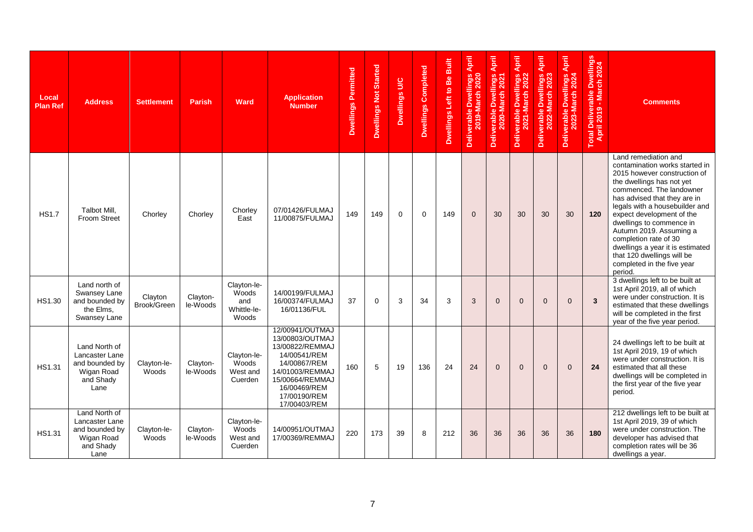| Local Plan Ref | Address | Settlement | Parish | Ward | Application Number | Dwellings Permitted | Dwellings Not Started | Dwellings U/C | Dwellings Completed | Dwellings Left to Be Built | Deliverable Dwellings April 2019-March 2020 | Deliverable Dwellings April 2020-March 2021 | Deliverable Dwellings April 2021-March 2022 | Deliverable Dwellings April 2022-March 2023 | Deliverable Dwellings April 2023-March 2024 | Total Deliverable Dwellings April 2019 - March 2024 | Comments |
|---|---|---|---|---|---|---|---|---|---|---|---|---|---|---|---|---|---|
| HS1.7 | Talbot Mill, Froom Street | Chorley | Chorley | Chorley East | 07/01426/FULMAJ 11/00875/FULMAJ | 149 | 149 | 0 | 0 | 149 | 0 | 30 | 30 | 30 | 30 | **120** | Land remediation and contamination works started in 2015 however construction of the dwellings has not yet commenced. The landowner has advised that they are in legals with a housebuilder and expect development of the dwellings to commence in Autumn 2019. Assuming a completion rate of 30 dwellings a year it is estimated that 120 dwellings will be completed in the five year period. |
| HS1.30 | Land north of Swansey Lane and bounded by the Elms, Swansey Lane | Clayton Brook/Green | Clayton-le-Woods | Clayton-le-Woods and Whittle-le-Woods | 14/00199/FULMAJ 16/00374/FULMAJ 16/01136/FUL | 37 | 0 | 3 | 34 | 3 | 3 | 0 | 0 | 0 | 0 | **3** | 3 dwellings left to be built at 1st April 2019, all of which were under construction. It is estimated that these dwellings will be completed in the first year of the five year period. |
| HS1.31 | Land North of Lancaster Lane and bounded by Wigan Road and Shady Lane | Clayton-le-Woods | Clayton-le-Woods | Clayton-le-Woods West and Cuerden | 12/00941/OUTMAJ 13/00803/OUTMAJ 13/00822/REMMAJ 14/00541/REM 14/00867/REM 14/01003/REMMAJ 15/00664/REMMAJ 16/00469/REM 17/00190/REM 17/00403/REM | 160 | 5 | 19 | 136 | 24 | 24 | 0 | 0 | 0 | 0 | **24** | 24 dwellings left to be built at 1st April 2019, 19 of which were under construction. It is estimated that all these dwellings will be completed in the first year of the five year period. |
| HS1.31 | Land North of Lancaster Lane and bounded by Wigan Road and Shady Lane | Clayton-le-Woods | Clayton-le-Woods | Clayton-le-Woods West and Cuerden | 14/00951/OUTMAJ 17/00369/REMMAJ | 220 | 173 | 39 | 8 | 212 | 36 | 36 | 36 | 36 | 36 | **180** | 212 dwellings left to be built at 1st April 2019, 39 of which were under construction. The developer has advised that completion rates will be 36 dwellings a year. |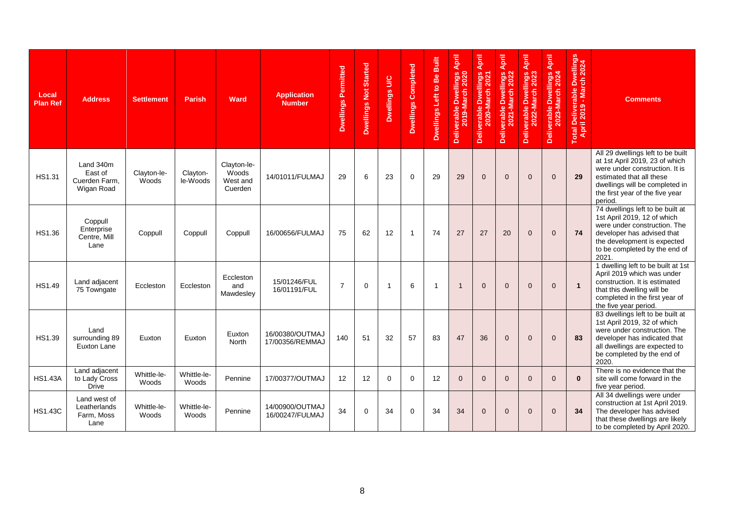| Local Plan Ref | Address | Settlement | Parish | Ward | Application Number | Dwellings Permitted | Dwellings Not Started | Dwellings U/C | Dwellings Completed | Dwellings Left to Be Built | Deliverable Dwellings April 2019-March 2020 | Deliverable Dwellings April 2020-March 2021 | Deliverable Dwellings April 2021-March 2022 | Deliverable Dwellings April 2022-March 2023 | Deliverable Dwellings April 2023-March 2024 | Total Deliverable Dwellings April 2019 - March 2024 | Comments |
|---|---|---|---|---|---|---|---|---|---|---|---|---|---|---|---|---|---|
| HS1.31 | Land 340m East of Cuerden Farm, Wigan Road | Clayton-le-Woods | Clayton-le-Woods | Clayton-le-Woods West and Cuerden | 14/01011/FULMAJ | 29 | 6 | 23 | 0 | 29 | 29 | 0 | 0 | 0 | 0 | **29** | All 29 dwellings left to be built at 1st April 2019, 23 of which were under construction. It is estimated that all these dwellings will be completed in the first year of the five year period. |
| HS1.36 | Coppull Enterprise Centre, Mill Lane | Coppull | Coppull | Coppull | 16/00656/FULMAJ | 75 | 62 | 12 | 1 | 74 | 27 | 27 | 20 | 0 | 0 | **74** | 74 dwellings left to be built at 1st April 2019, 12 of which were under construction. The developer has advised that the development is expected to be completed by the end of 2021. |
| HS1.49 | Land adjacent 75 Towngate | Eccleston | Eccleston | Eccleston and Mawdesley | 15/01246/FUL 16/01191/FUL | 7 | 0 | 1 | 6 | 1 | 1 | 0 | 0 | 0 | 0 | **1** | 1 dwelling left to be built at 1st April 2019 which was under construction. It is estimated that this dwelling will be completed in the first year of the five year period. |
| HS1.39 | Land surrounding 89 Euxton Lane | Euxton | Euxton | Euxton North | 16/00380/OUTMAJ 17/00356/REMMAJ | 140 | 51 | 32 | 57 | 83 | 47 | 36 | 0 | 0 | 0 | **83** | 83 dwellings left to be built at 1st April 2019, 32 of which were under construction. The developer has indicated that all dwellings are expected to be completed by the end of 2020. |
| HS1.43A | Land adjacent to Lady Cross Drive | Whittle-le-Woods | Whittle-le-Woods | Pennine | 17/00377/OUTMAJ | 12 | 12 | 0 | 0 | 12 | 0 | 0 | 0 | 0 | 0 | **0** | There is no evidence that the site will come forward in the five year period. |
| HS1.43C | Land west of Leatherlands Farm, Moss Lane | Whittle-le-Woods | Whittle-le-Woods | Pennine | 14/00900/OUTMAJ 16/00247/FULMAJ | 34 | 0 | 34 | 0 | 34 | 34 | 0 | 0 | 0 | 0 | **34** | All 34 dwellings were under construction at 1st April 2019. The developer has advised that these dwellings are likely to be completed by April 2020. |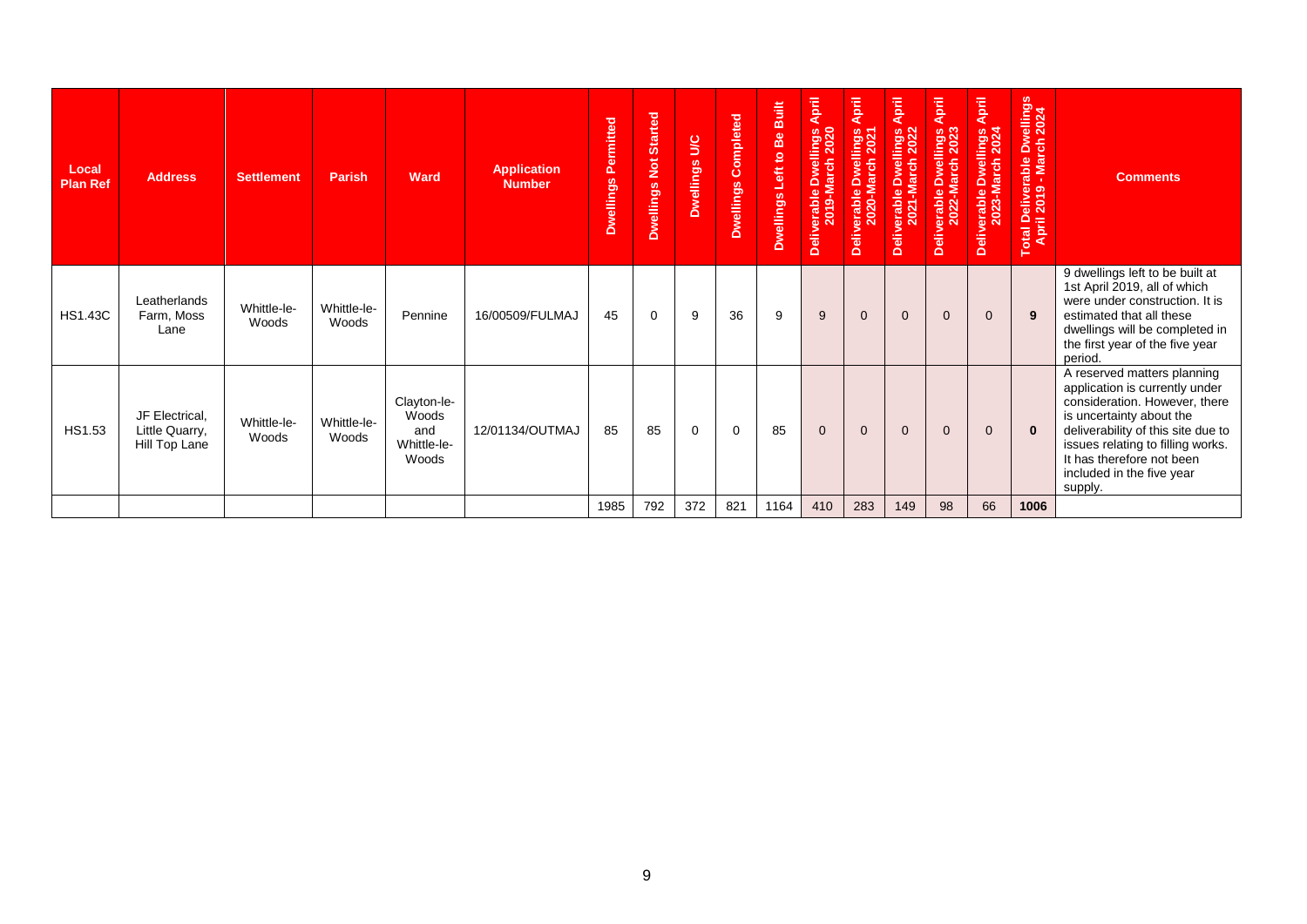| Local Plan Ref | Address | Settlement | Parish | Ward | Application Number | Dwellings Permitted | Dwellings Not Started | Dwellings U/C | Dwellings Completed | Dwellings Left to Be Built | Deliverable Dwellings April 2019-March 2020 | Deliverable Dwellings April 2020-March 2021 | Deliverable Dwellings April 2021-March 2022 | Deliverable Dwellings April 2022-March 2023 | Deliverable Dwellings April 2023-March 2024 | Total Deliverable Dwellings April 2019 - March 2024 | Comments |
|---|---|---|---|---|---|---|---|---|---|---|---|---|---|---|---|---|---|
| HS1.43C | Leatherlands Farm, Moss Lane | Whittle-le-Woods | Whittle-le-Woods | Pennine | 16/00509/FULMAJ | 45 | 0 | 9 | 36 | 9 | 9 | 0 | 0 | 0 | 0 | **9** | 9 dwellings left to be built at 1st April 2019, all of which were under construction. It is estimated that all these dwellings will be completed in the first year of the five year period. |
| HS1.53 | JF Electrical, Little Quarry, Hill Top Lane | Whittle-le-Woods | Whittle-le-Woods | Clayton-le-Woods and Whittle-le-Woods | 12/01134/OUTMAJ | 85 | 85 | 0 | 0 | 85 | 0 | 0 | 0 | 0 | 0 | **0** | A reserved matters planning application is currently under consideration. However, there is uncertainty about the deliverability of this site due to issues relating to filling works. It has therefore not been included in the five year supply. |
| | | | | | | 1985 | 792 | 372 | 821 | 1164 | 410 | 283 | 149 | 98 | 66 | **1006** | |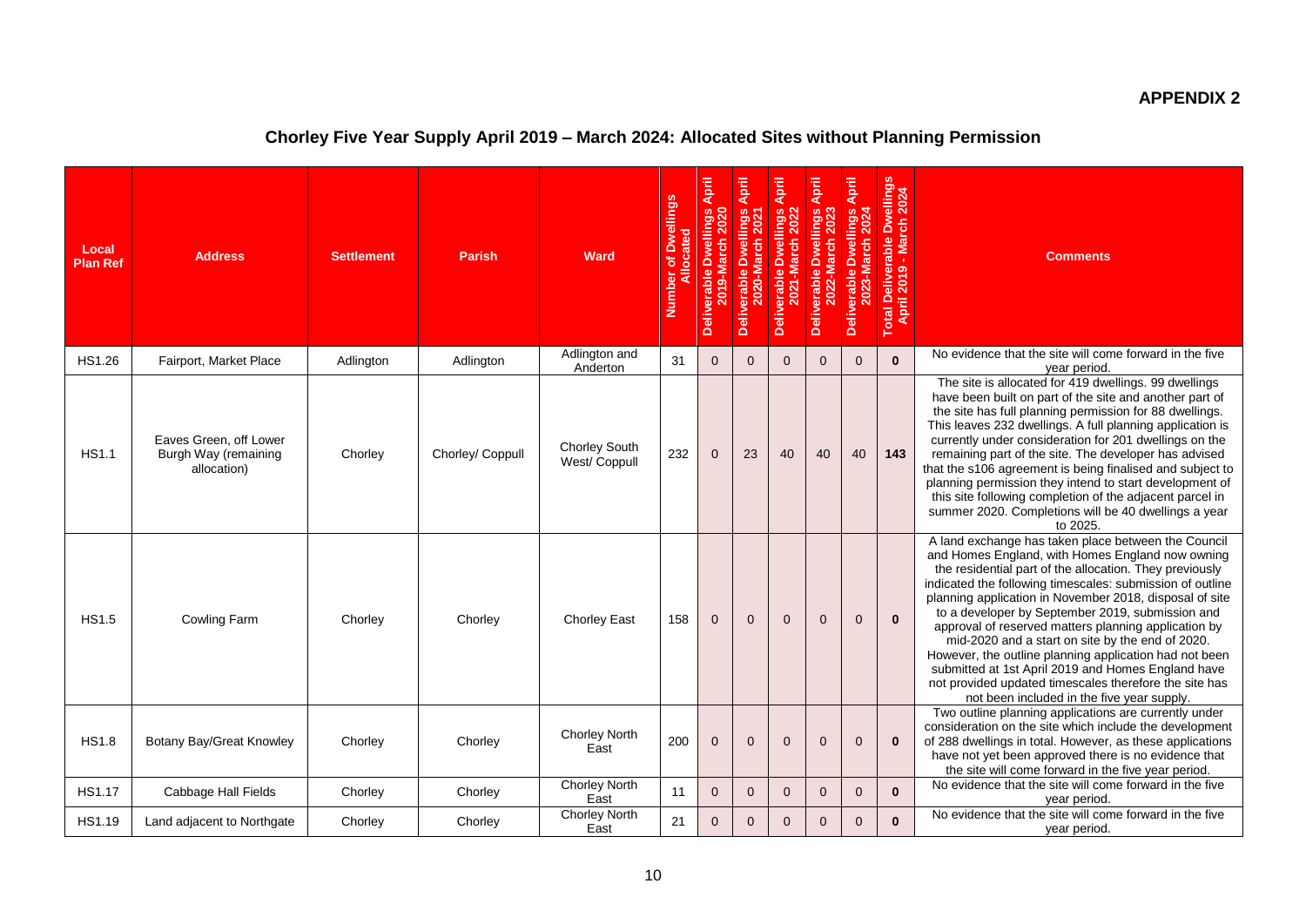**APPENDIX 2**

## Chorley Five Year Supply April 2019 – March 2024: Allocated Sites without Planning Permission

| Local Plan Ref | Address | Settlement | Parish | Ward | Number of Dwellings Allocated | Deliverable Dwellings April 2019-March 2020 | Deliverable Dwellings April 2020-March 2021 | Deliverable Dwellings April 2021-March 2022 | Deliverable Dwellings April 2022-March 2023 | Deliverable Dwellings April 2023-March 2024 | Total Deliverable Dwellings April 2019 - March 2024 | Comments |
|---|---|---|---|---|---|---|---|---|---|---|---|---|
| HS1.26 | Fairport, Market Place | Adlington | Adlington | Adlington and Anderton | 31 | 0 | 0 | 0 | 0 | 0 | **0** | No evidence that the site will come forward in the five year period. |
| HS1.1 | Eaves Green, off Lower Burgh Way (remaining allocation) | Chorley | Chorley/ Coppull | Chorley South West/ Coppull | 232 | 0 | 23 | 40 | 40 | 40 | **143** | The site is allocated for 419 dwellings. 99 dwellings have been built on part of the site and another part of the site has full planning permission for 88 dwellings. This leaves 232 dwellings. A full planning application is currently under consideration for 201 dwellings on the remaining part of the site. The developer has advised that the s106 agreement is being finalised and subject to planning permission they intend to start development of this site following completion of the adjacent parcel in summer 2020. Completions will be 40 dwellings a year to 2025. |
| HS1.5 | Cowling Farm | Chorley | Chorley | Chorley East | 158 | 0 | 0 | 0 | 0 | 0 | **0** | A land exchange has taken place between the Council and Homes England, with Homes England now owning the residential part of the allocation. They previously indicated the following timescales: submission of outline planning application in November 2018, disposal of site to a developer by September 2019, submission and approval of reserved matters planning application by mid-2020 and a start on site by the end of 2020. However, the outline planning application had not been submitted at 1st April 2019 and Homes England have not provided updated timescales therefore the site has not been included in the five year supply. |
| HS1.8 | Botany Bay/Great Knowley | Chorley | Chorley | Chorley North East | 200 | 0 | 0 | 0 | 0 | 0 | **0** | Two outline planning applications are currently under consideration on the site which include the development of 288 dwellings in total. However, as these applications have not yet been approved there is no evidence that the site will come forward in the five year period. |
| HS1.17 | Cabbage Hall Fields | Chorley | Chorley | Chorley North East | 11 | 0 | 0 | 0 | 0 | 0 | **0** | No evidence that the site will come forward in the five year period. |
| HS1.19 | Land adjacent to Northgate | Chorley | Chorley | Chorley North East | 21 | 0 | 0 | 0 | 0 | 0 | **0** | No evidence that the site will come forward in the five year period. |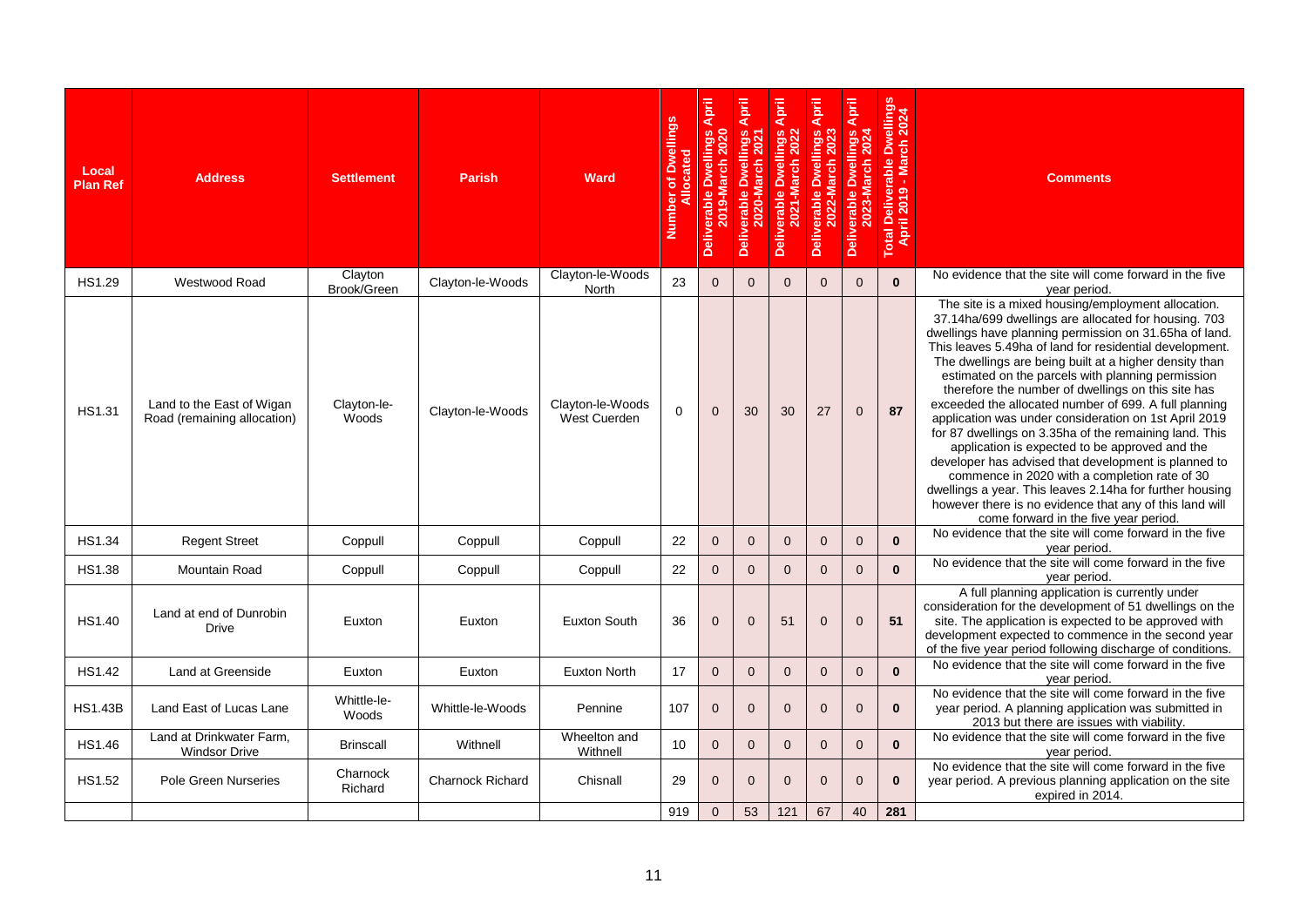| Local Plan Ref | Address | Settlement | Parish | Ward | Number of Dwellings Allocated | Deliverable Dwellings April 2019-March 2020 | Deliverable Dwellings April 2020-March 2021 | Deliverable Dwellings April 2021-March 2022 | Deliverable Dwellings April 2022-March 2023 | Deliverable Dwellings April 2023-March 2024 | Total Deliverable Dwellings April 2019 - March 2024 | Comments |
|---|---|---|---|---|---|---|---|---|---|---|---|---|
| HS1.29 | Westwood Road | Clayton Brook/Green | Clayton-le-Woods | Clayton-le-Woods North | 23 | 0 | 0 | 0 | 0 | 0 | **0** | No evidence that the site will come forward in the five year period. |
| HS1.31 | Land to the East of Wigan Road (remaining allocation) | Clayton-le-Woods | Clayton-le-Woods | Clayton-le-Woods West Cuerden | 0 | 0 | 30 | 30 | 27 | 0 | **87** | The site is a mixed housing/employment allocation. 37.14ha/699 dwellings are allocated for housing. 703 dwellings have planning permission on 31.65ha of land. This leaves 5.49ha of land for residential development. The dwellings are being built at a higher density than estimated on the parcels with planning permission therefore the number of dwellings on this site has exceeded the allocated number of 699. A full planning application was under consideration on 1st April 2019 for 87 dwellings on 3.35ha of the remaining land. This application is expected to be approved and the developer has advised that development is planned to commence in 2020 with a completion rate of 30 dwellings a year. This leaves 2.14ha for further housing however there is no evidence that any of this land will come forward in the five year period. |
| HS1.34 | Regent Street | Coppull | Coppull | Coppull | 22 | 0 | 0 | 0 | 0 | 0 | **0** | No evidence that the site will come forward in the five year period. |
| HS1.38 | Mountain Road | Coppull | Coppull | Coppull | 22 | 0 | 0 | 0 | 0 | 0 | **0** | No evidence that the site will come forward in the five year period. |
| HS1.40 | Land at end of Dunrobin Drive | Euxton | Euxton | Euxton South | 36 | 0 | 0 | 51 | 0 | 0 | **51** | A full planning application is currently under consideration for the development of 51 dwellings on the site. The application is expected to be approved with development expected to commence in the second year of the five year period following discharge of conditions. |
| HS1.42 | Land at Greenside | Euxton | Euxton | Euxton North | 17 | 0 | 0 | 0 | 0 | 0 | **0** | No evidence that the site will come forward in the five year period. |
| HS1.43B | Land East of Lucas Lane | Whittle-le-Woods | Whittle-le-Woods | Pennine | 107 | 0 | 0 | 0 | 0 | 0 | **0** | No evidence that the site will come forward in the five year period. A planning application was submitted in 2013 but there are issues with viability. |
| HS1.46 | Land at Drinkwater Farm, Windsor Drive | Brinscall | Withnell | Wheelton and Withnell | 10 | 0 | 0 | 0 | 0 | 0 | **0** | No evidence that the site will come forward in the five year period. |
| HS1.52 | Pole Green Nurseries | Charnock Richard | Charnock Richard | Chisnall | 29 | 0 | 0 | 0 | 0 | 0 | **0** | No evidence that the site will come forward in the five year period. A previous planning application on the site expired in 2014. |
| | | | | | 919 | 0 | 53 | 121 | 67 | 40 | **281** | |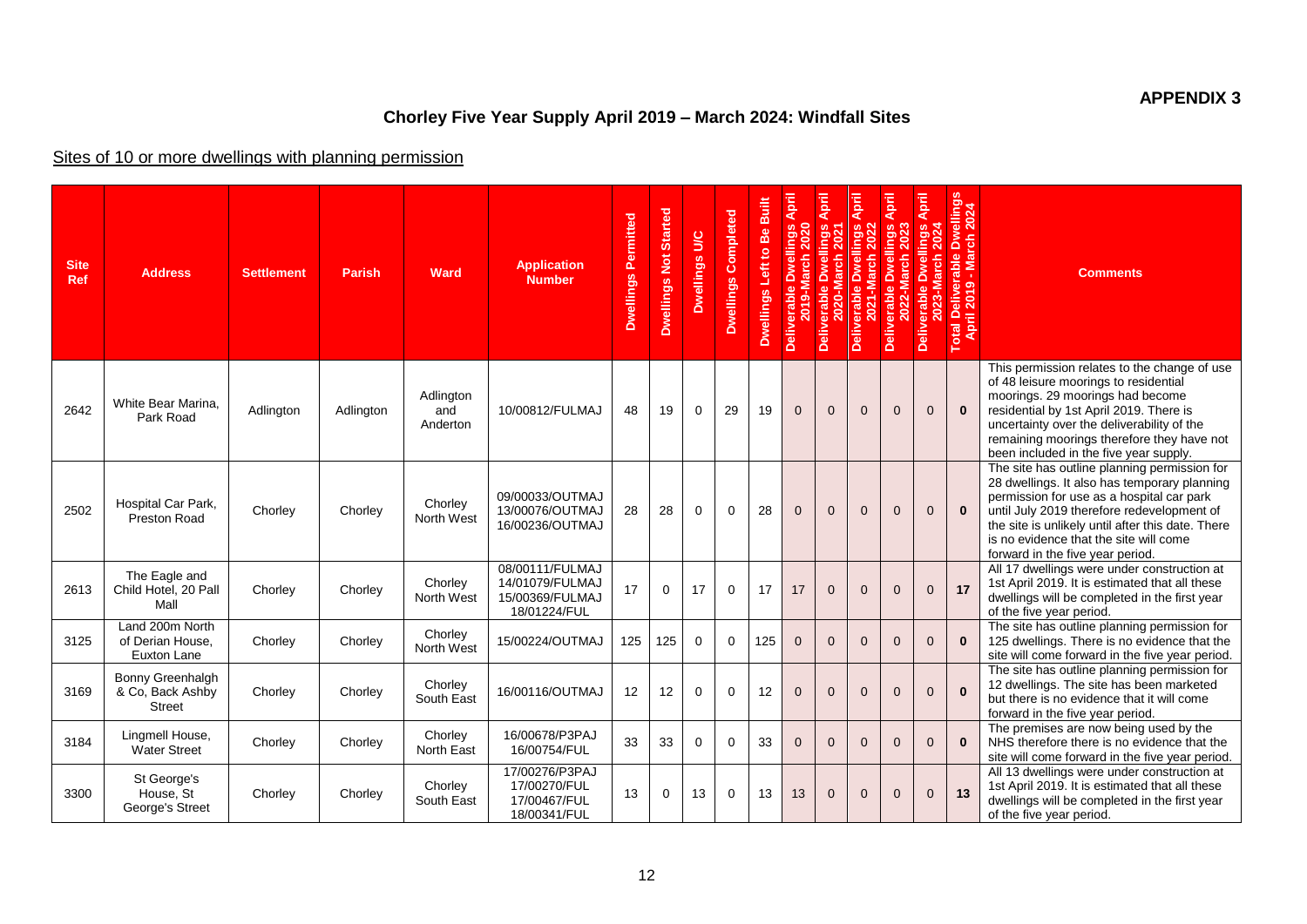**APPENDIX 3**

## Chorley Five Year Supply April 2019 – March 2024: Windfall Sites

Sites of 10 or more dwellings with planning permission

| Site Ref | Address | Settlement | Parish | Ward | Application Number | Dwellings Permitted | Dwellings Not Started | Dwellings U/C | Dwellings Completed | Dwellings Left to Be Built | Deliverable Dwellings April 2019-March 2020 | Deliverable Dwellings April 2020-March 2021 | Deliverable Dwellings April 2021-March 2022 | Deliverable Dwellings April 2022-March 2023 | Deliverable Dwellings April 2023-March 2024 | Total Deliverable Dwellings April 2019 - March 2024 | Comments |
|---|---|---|---|---|---|---|---|---|---|---|---|---|---|---|---|---|---|
| 2642 | White Bear Marina, Park Road | Adlington | Adlington | Adlington and Anderton | 10/00812/FULMAJ | 48 | 19 | 0 | 29 | 19 | 0 | 0 | 0 | 0 | 0 | **0** | This permission relates to the change of use of 48 leisure moorings to residential moorings. 29 moorings had become residential by 1st April 2019. There is uncertainty over the deliverability of the remaining moorings therefore they have not been included in the five year supply. |
| 2502 | Hospital Car Park, Preston Road | Chorley | Chorley | Chorley North West | 09/00033/OUTMAJ 13/00076/OUTMAJ 16/00236/OUTMAJ | 28 | 28 | 0 | 0 | 28 | 0 | 0 | 0 | 0 | 0 | **0** | The site has outline planning permission for 28 dwellings. It also has temporary planning permission for use as a hospital car park until July 2019 therefore redevelopment of the site is unlikely until after this date. There is no evidence that the site will come forward in the five year period. |
| 2613 | The Eagle and Child Hotel, 20 Pall Mall | Chorley | Chorley | Chorley North West | 08/00111/FULMAJ 14/01079/FULMAJ 15/00369/FULMAJ 18/01224/FUL | 17 | 0 | 17 | 0 | 17 | 17 | 0 | 0 | 0 | 0 | **17** | All 17 dwellings were under construction at 1st April 2019. It is estimated that all these dwellings will be completed in the first year of the five year period. |
| 3125 | Land 200m North of Derian House, Euxton Lane | Chorley | Chorley | Chorley North West | 15/00224/OUTMAJ | 125 | 125 | 0 | 0 | 125 | 0 | 0 | 0 | 0 | 0 | **0** | The site has outline planning permission for 125 dwellings. There is no evidence that the site will come forward in the five year period. |
| 3169 | Bonny Greenhalgh & Co, Back Ashby Street | Chorley | Chorley | Chorley South East | 16/00116/OUTMAJ | 12 | 12 | 0 | 0 | 12 | 0 | 0 | 0 | 0 | 0 | **0** | The site has outline planning permission for 12 dwellings. The site has been marketed but there is no evidence that it will come forward in the five year period. |
| 3184 | Lingmell House, Water Street | Chorley | Chorley | Chorley North East | 16/00678/P3PAJ 16/00754/FUL | 33 | 33 | 0 | 0 | 33 | 0 | 0 | 0 | 0 | 0 | **0** | The premises are now being used by the NHS therefore there is no evidence that the site will come forward in the five year period. |
| 3300 | St George's House, St George's Street | Chorley | Chorley | Chorley South East | 17/00276/P3PAJ 17/00270/FUL 17/00467/FUL 18/00341/FUL | 13 | 0 | 13 | 0 | 13 | 13 | 0 | 0 | 0 | 0 | **13** | All 13 dwellings were under construction at 1st April 2019. It is estimated that all these dwellings will be completed in the first year of the five year period. |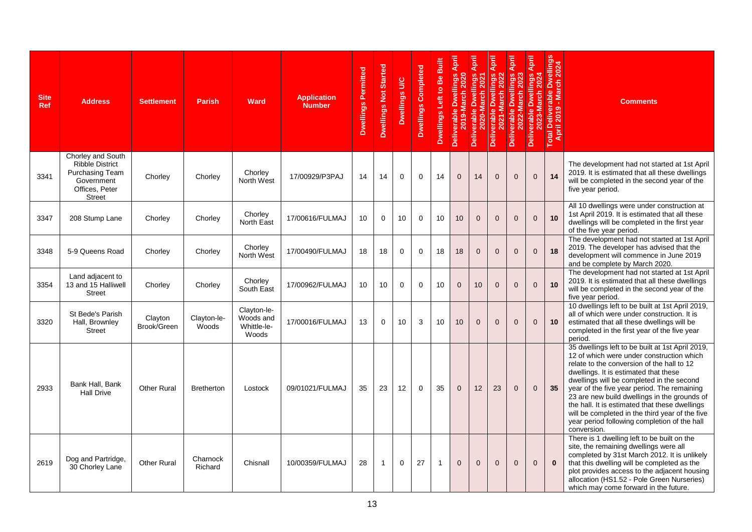| Site Ref | Address | Settlement | Parish | Ward | Application Number | Dwellings Permitted | Dwellings Not Started | Dwellings U/C | Dwellings Completed | Dwellings Left to Be Built | Deliverable Dwellings April 2019-March 2020 | Deliverable Dwellings April 2020-March 2021 | Deliverable Dwellings April 2021-March 2022 | Deliverable Dwellings April 2022-March 2023 | Deliverable Dwellings April 2023-March 2024 | Total Deliverable Dwellings April 2019 - March 2024 | Comments |
|---|---|---|---|---|---|---|---|---|---|---|---|---|---|---|---|---|---|
| 3341 | Chorley and South Ribble District Purchasing Team Government Offices, Peter Street | Chorley | Chorley | Chorley North West | 17/00929/P3PAJ | 14 | 14 | 0 | 0 | 14 | 0 | 14 | 0 | 0 | 0 | **14** | The development had not started at 1st April 2019. It is estimated that all these dwellings will be completed in the second year of the five year period. |
| 3347 | 208 Stump Lane | Chorley | Chorley | Chorley North East | 17/00616/FULMAJ | 10 | 0 | 10 | 0 | 10 | 10 | 0 | 0 | 0 | 0 | **10** | All 10 dwellings were under construction at 1st April 2019. It is estimated that all these dwellings will be completed in the first year of the five year period. |
| 3348 | 5-9 Queens Road | Chorley | Chorley | Chorley North West | 17/00490/FULMAJ | 18 | 18 | 0 | 0 | 18 | 18 | 0 | 0 | 0 | 0 | **18** | The development had not started at 1st April 2019. The developer has advised that the development will commence in June 2019 and be complete by March 2020. |
| 3354 | Land adjacent to 13 and 15 Halliwell Street | Chorley | Chorley | Chorley South East | 17/00962/FULMAJ | 10 | 10 | 0 | 0 | 10 | 0 | 10 | 0 | 0 | 0 | **10** | The development had not started at 1st April 2019. It is estimated that all these dwellings will be completed in the second year of the five year period. |
| 3320 | St Bede's Parish Hall, Brownley Street | Clayton Brook/Green | Clayton-le-Woods | Clayton-le-Woods and Whittle-le-Woods | 17/00016/FULMAJ | 13 | 0 | 10 | 3 | 10 | 10 | 0 | 0 | 0 | 0 | **10** | 10 dwellings left to be built at 1st April 2019, all of which were under construction. It is estimated that all these dwellings will be completed in the first year of the five year period. |
| 2933 | Bank Hall, Bank Hall Drive | Other Rural | Bretherton | Lostock | 09/01021/FULMAJ | 35 | 23 | 12 | 0 | 35 | 0 | 12 | 23 | 0 | 0 | **35** | 35 dwellings left to be built at 1st April 2019, 12 of which were under construction which relate to the conversion of the hall to 12 dwellings. It is estimated that these dwellings will be completed in the second year of the five year period. The remaining 23 are new build dwellings in the grounds of the hall. It is estimated that these dwellings will be completed in the third year of the five year period following completion of the hall conversion. |
| 2619 | Dog and Partridge, 30 Chorley Lane | Other Rural | Charnock Richard | Chisnall | 10/00359/FULMAJ | 28 | 1 | 0 | 27 | 1 | 0 | 0 | 0 | 0 | 0 | **0** | There is 1 dwelling left to be built on the site, the remaining dwellings were all completed by 31st March 2012. It is unlikely that this dwelling will be completed as the plot provides access to the adjacent housing allocation (HS1.52 - Pole Green Nurseries) which may come forward in the future. |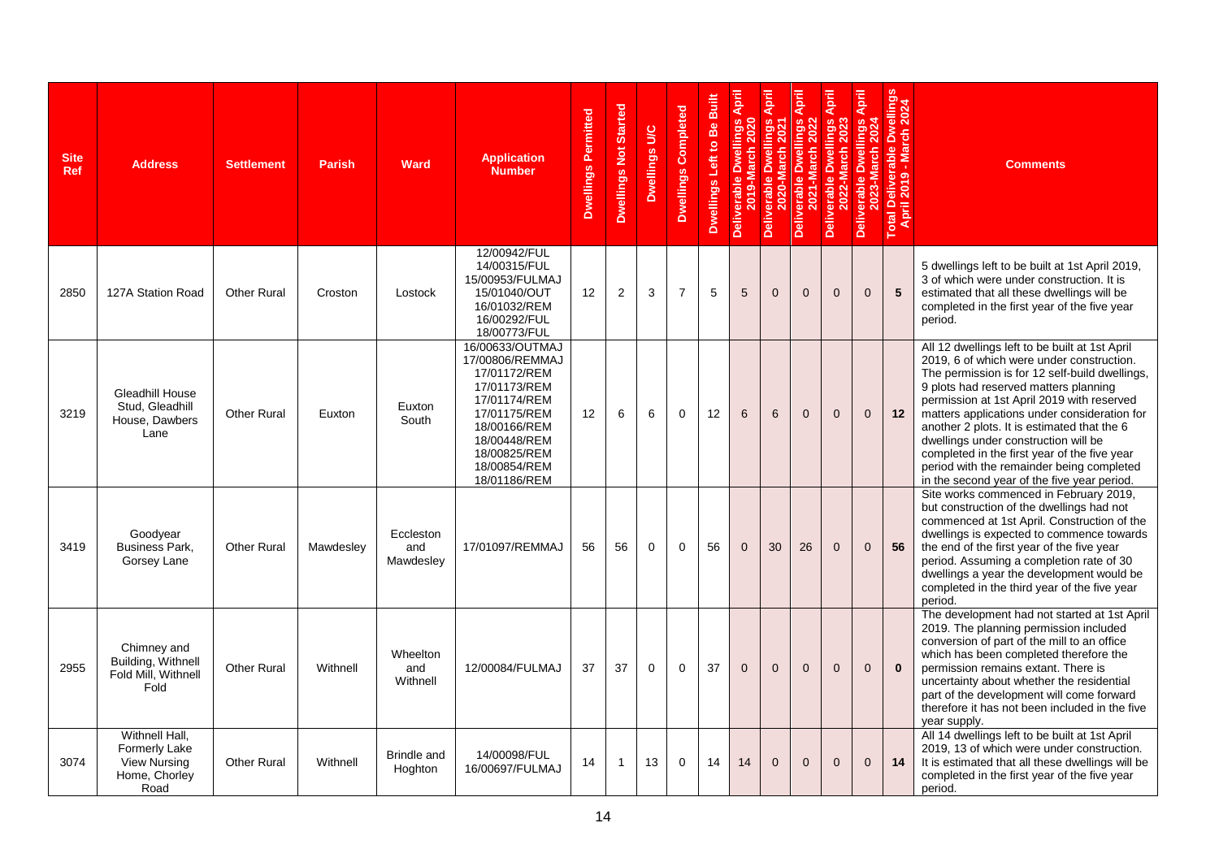| Site Ref | Address | Settlement | Parish | Ward | Application Number | Dwellings Permitted | Dwellings Not Started | Dwellings U/C | Dwellings Completed | Dwellings Left to Be Built | Deliverable Dwellings April 2019-March 2020 | Deliverable Dwellings April 2020-March 2021 | Deliverable Dwellings April 2021-March 2022 | Deliverable Dwellings April 2022-March 2023 | Deliverable Dwellings April 2023-March 2024 | Total Deliverable Dwellings April 2019 - March 2024 | Comments |
|---|---|---|---|---|---|---|---|---|---|---|---|---|---|---|---|---|---|
| 2850 | 127A Station Road | Other Rural | Croston | Lostock | 12/00942/FUL 14/00315/FUL 15/00953/FULMAJ 15/01040/OUT 16/01032/REM 16/00292/FUL 18/00773/FUL | 12 | 2 | 3 | 7 | 5 | 5 | 0 | 0 | 0 | 0 | **5** | 5 dwellings left to be built at 1st April 2019, 3 of which were under construction. It is estimated that all these dwellings will be completed in the first year of the five year period. |
| 3219 | Gleadhill House Stud, Gleadhill House, Dawbers Lane | Other Rural | Euxton | Euxton South | 16/00633/OUTMAJ 17/00806/REMMAJ 17/01172/REM 17/01173/REM 17/01174/REM 17/01175/REM 18/00166/REM 18/00448/REM 18/00825/REM 18/00854/REM 18/01186/REM | 12 | 6 | 6 | 0 | 12 | 6 | 6 | 0 | 0 | 0 | **12** | All 12 dwellings left to be built at 1st April 2019, 6 of which were under construction. The permission is for 12 self-build dwellings, 9 plots had reserved matters planning permission at 1st April 2019 with reserved matters applications under consideration for another 2 plots. It is estimated that the 6 dwellings under construction will be completed in the first year of the five year period with the remainder being completed in the second year of the five year period. |
| 3419 | Goodyear Business Park, Gorsey Lane | Other Rural | Mawdesley | Eccleston and Mawdesley | 17/01097/REMMAJ | 56 | 56 | 0 | 0 | 56 | 0 | 30 | 26 | 0 | 0 | **56** | Site works commenced in February 2019, but construction of the dwellings had not commenced at 1st April. Construction of the dwellings is expected to commence towards the end of the first year of the five year period. Assuming a completion rate of 30 dwellings a year the development would be completed in the third year of the five year period. |
| 2955 | Chimney and Building, Withnell Fold Mill, Withnell Fold | Other Rural | Withnell | Wheelton and Withnell | 12/00084/FULMAJ | 37 | 37 | 0 | 0 | 37 | 0 | 0 | 0 | 0 | 0 | **0** | The development had not started at 1st April 2019. The planning permission included conversion of part of the mill to an office which has been completed therefore the permission remains extant. There is uncertainty about whether the residential part of the development will come forward therefore it has not been included in the five year supply. |
| 3074 | Withnell Hall, Formerly Lake View Nursing Home, Chorley Road | Other Rural | Withnell | Brindle and Hoghton | 14/00098/FUL 16/00697/FULMAJ | 14 | 1 | 13 | 0 | 14 | 14 | 0 | 0 | 0 | 0 | **14** | All 14 dwellings left to be built at 1st April 2019, 13 of which were under construction. It is estimated that all these dwellings will be completed in the first year of the five year period. |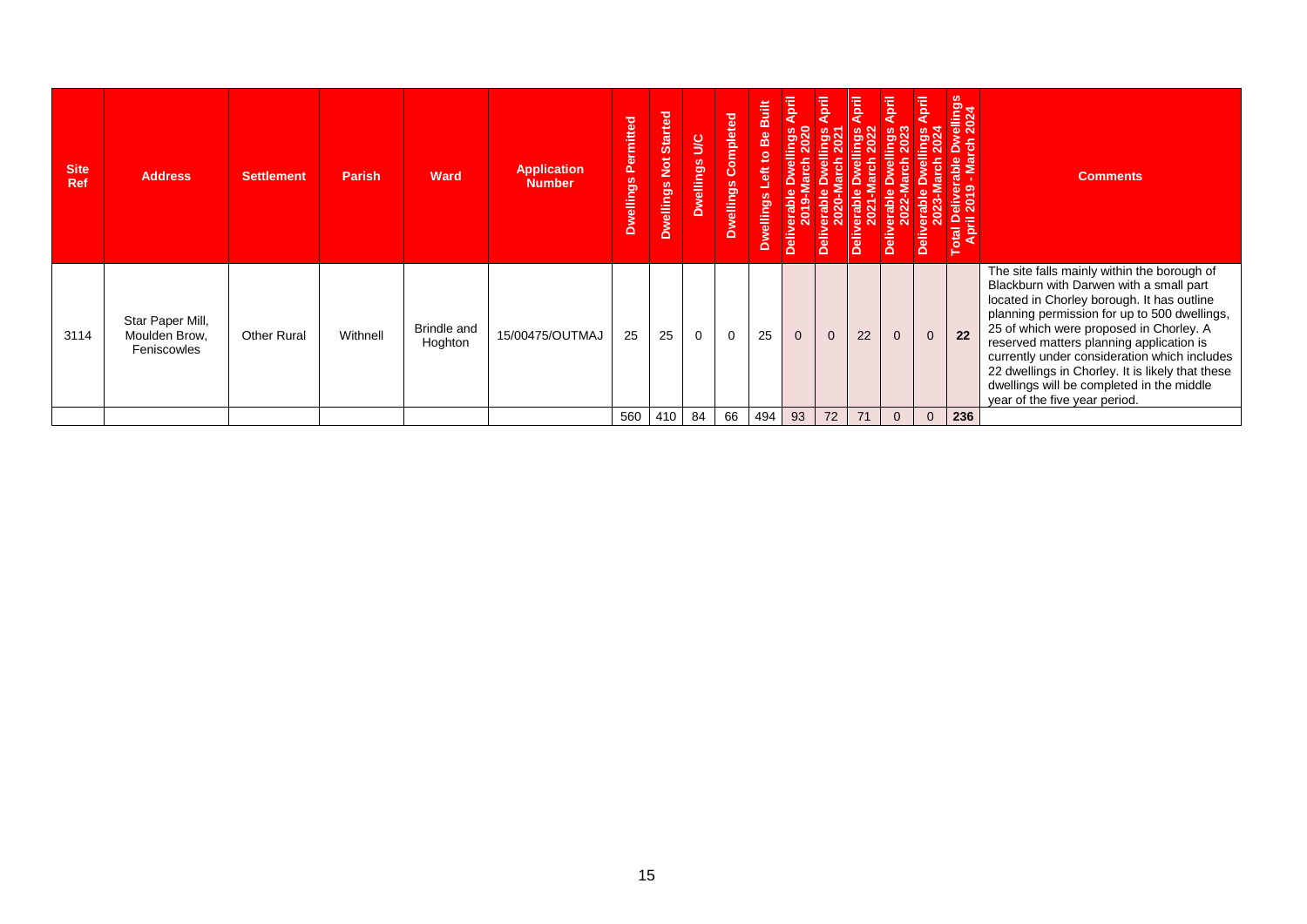| Site Ref | Address | Settlement | Parish | Ward | Application Number | Dwellings Permitted | Dwellings Not Started | Dwellings U/C | Dwellings Completed | Dwellings Left to Be Built | Deliverable Dwellings April 2019-March 2020 | Deliverable Dwellings April 2020-March 2021 | Deliverable Dwellings April 2021-March 2022 | Deliverable Dwellings April 2022-March 2023 | Deliverable Dwellings April 2023-March 2024 | Total Deliverable Dwellings April 2019 - March 2024 | Comments |
|---|---|---|---|---|---|---|---|---|---|---|---|---|---|---|---|---|---|
| 3114 | Star Paper Mill, Moulden Brow, Feniscowles | Other Rural | Withnell | Brindle and Hoghton | 15/00475/OUTMAJ | 25 | 25 | 0 | 0 | 25 | 0 | 0 | 22 | 0 | 0 | **22** | The site falls mainly within the borough of Blackburn with Darwen with a small part located in Chorley borough. It has outline planning permission for up to 500 dwellings, 25 of which were proposed in Chorley. A reserved matters planning application is currently under consideration which includes 22 dwellings in Chorley. It is likely that these dwellings will be completed in the middle year of the five year period. |
| | | | | | | 560 | 410 | 84 | 66 | 494 | 93 | 72 | 71 | 0 | 0 | **236** | |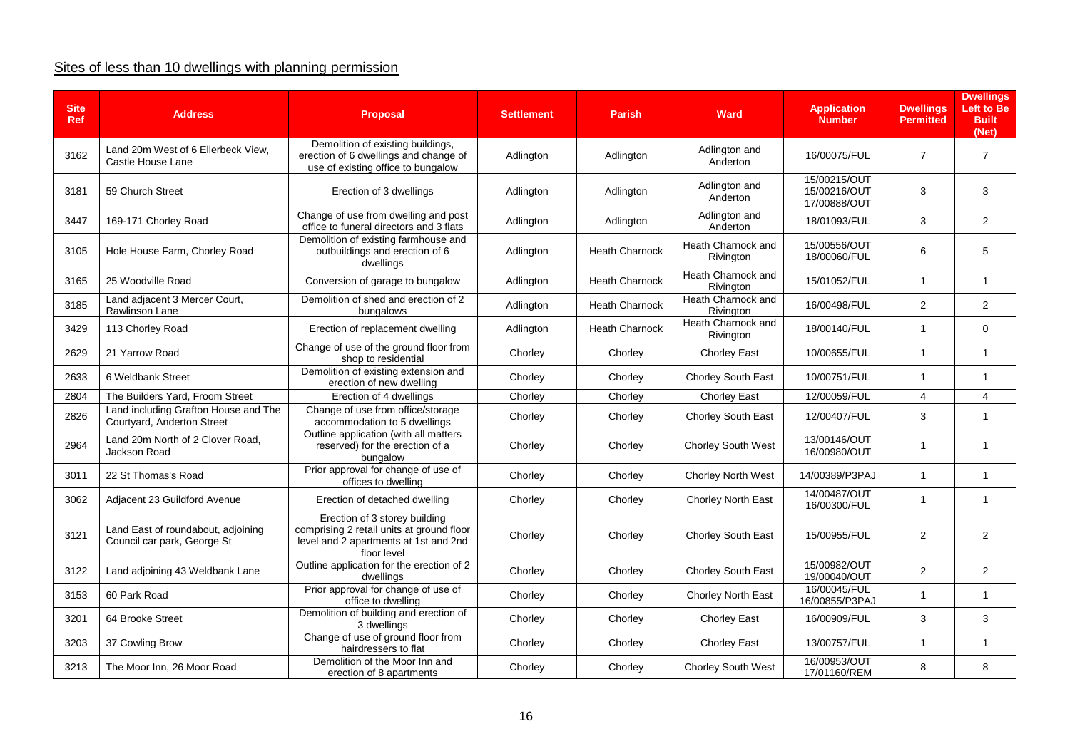## Sites of less than 10 dwellings with planning permission

| Site Ref | Address | Proposal | Settlement | Parish | Ward | Application Number | Dwellings Permitted | Dwellings Left to Be Built (Net) |
|---|---|---|---|---|---|---|---|---|
| 3162 | Land 20m West of 6 Ellerbeck View, Castle House Lane | Demolition of existing buildings, erection of 6 dwellings and change of use of existing office to bungalow | Adlington | Adlington | Adlington and Anderton | 16/00075/FUL | 7 | 7 |
| 3181 | 59 Church Street | Erection of 3 dwellings | Adlington | Adlington | Adlington and Anderton | 15/00215/OUT 15/00216/OUT 17/00888/OUT | 3 | 3 |
| 3447 | 169-171 Chorley Road | Change of use from dwelling and post office to funeral directors and 3 flats | Adlington | Adlington | Adlington and Anderton | 18/01093/FUL | 3 | 2 |
| 3105 | Hole House Farm, Chorley Road | Demolition of existing farmhouse and outbuildings and erection of 6 dwellings | Adlington | Heath Charnock | Heath Charnock and Rivington | 15/00556/OUT 18/00060/FUL | 6 | 5 |
| 3165 | 25 Woodville Road | Conversion of garage to bungalow | Adlington | Heath Charnock | Heath Charnock and Rivington | 15/01052/FUL | 1 | 1 |
| 3185 | Land adjacent 3 Mercer Court, Rawlinson Lane | Demolition of shed and erection of 2 bungalows | Adlington | Heath Charnock | Heath Charnock and Rivington | 16/00498/FUL | 2 | 2 |
| 3429 | 113 Chorley Road | Erection of replacement dwelling | Adlington | Heath Charnock | Heath Charnock and Rivington | 18/00140/FUL | 1 | 0 |
| 2629 | 21 Yarrow Road | Change of use of the ground floor from shop to residential | Chorley | Chorley | Chorley East | 10/00655/FUL | 1 | 1 |
| 2633 | 6 Weldbank Street | Demolition of existing extension and erection of new dwelling | Chorley | Chorley | Chorley South East | 10/00751/FUL | 1 | 1 |
| 2804 | The Builders Yard, Froom Street | Erection of 4 dwellings | Chorley | Chorley | Chorley East | 12/00059/FUL | 4 | 4 |
| 2826 | Land including Grafton House and The Courtyard, Anderton Street | Change of use from office/storage accommodation to 5 dwellings | Chorley | Chorley | Chorley South East | 12/00407/FUL | 3 | 1 |
| 2964 | Land 20m North of 2 Clover Road, Jackson Road | Outline application (with all matters reserved) for the erection of a bungalow | Chorley | Chorley | Chorley South West | 13/00146/OUT 16/00980/OUT | 1 | 1 |
| 3011 | 22 St Thomas's Road | Prior approval for change of use of offices to dwelling | Chorley | Chorley | Chorley North West | 14/00389/P3PAJ | 1 | 1 |
| 3062 | Adjacent 23 Guildford Avenue | Erection of detached dwelling | Chorley | Chorley | Chorley North East | 14/00487/OUT 16/00300/FUL | 1 | 1 |
| 3121 | Land East of roundabout, adjoining Council car park, George St | Erection of 3 storey building comprising 2 retail units at ground floor level and 2 apartments at 1st and 2nd floor level | Chorley | Chorley | Chorley South East | 15/00955/FUL | 2 | 2 |
| 3122 | Land adjoining 43 Weldbank Lane | Outline application for the erection of 2 dwellings | Chorley | Chorley | Chorley South East | 15/00982/OUT 19/00040/OUT | 2 | 2 |
| 3153 | 60 Park Road | Prior approval for change of use of office to dwelling | Chorley | Chorley | Chorley North East | 16/00045/FUL 16/00855/P3PAJ | 1 | 1 |
| 3201 | 64 Brooke Street | Demolition of building and erection of 3 dwellings | Chorley | Chorley | Chorley East | 16/00909/FUL | 3 | 3 |
| 3203 | 37 Cowling Brow | Change of use of ground floor from hairdressers to flat | Chorley | Chorley | Chorley East | 13/00757/FUL | 1 | 1 |
| 3213 | The Moor Inn, 26 Moor Road | Demolition of the Moor Inn and erection of 8 apartments | Chorley | Chorley | Chorley South West | 16/00953/OUT 17/01160/REM | 8 | 8 |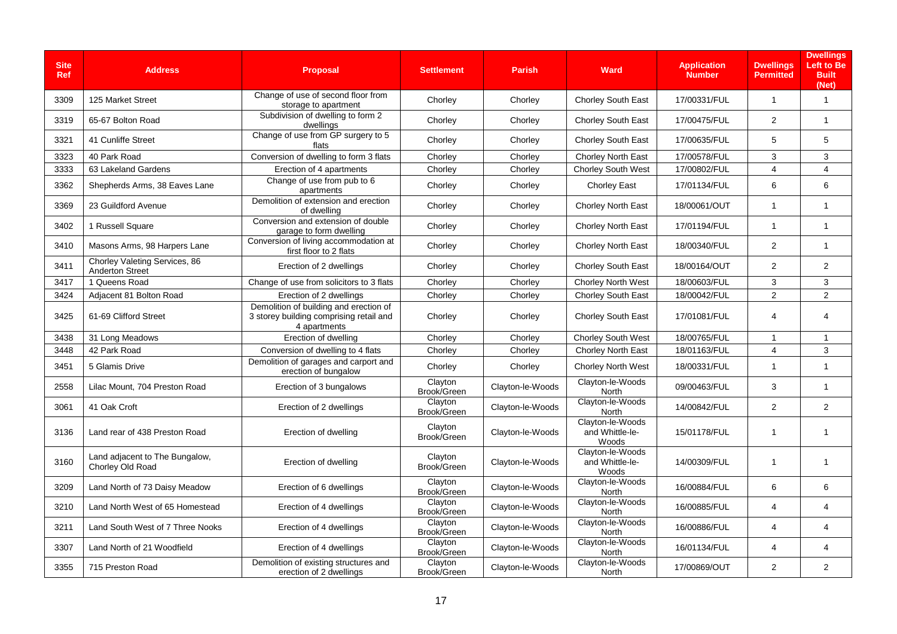| Site Ref | Address | Proposal | Settlement | Parish | Ward | Application Number | Dwellings Permitted | Dwellings Left to Be Built (Net) |
|---|---|---|---|---|---|---|---|---|
| 3309 | 125 Market Street | Change of use of second floor from storage to apartment | Chorley | Chorley | Chorley South East | 17/00331/FUL | 1 | 1 |
| 3319 | 65-67 Bolton Road | Subdivision of dwelling to form 2 dwellings | Chorley | Chorley | Chorley South East | 17/00475/FUL | 2 | 1 |
| 3321 | 41 Cunliffe Street | Change of use from GP surgery to 5 flats | Chorley | Chorley | Chorley South East | 17/00635/FUL | 5 | 5 |
| 3323 | 40 Park Road | Conversion of dwelling to form 3 flats | Chorley | Chorley | Chorley North East | 17/00578/FUL | 3 | 3 |
| 3333 | 63 Lakeland Gardens | Erection of 4 apartments | Chorley | Chorley | Chorley South West | 17/00802/FUL | 4 | 4 |
| 3362 | Shepherds Arms, 38 Eaves Lane | Change of use from pub to 6 apartments | Chorley | Chorley | Chorley East | 17/01134/FUL | 6 | 6 |
| 3369 | 23 Guildford Avenue | Demolition of extension and erection of dwelling | Chorley | Chorley | Chorley North East | 18/00061/OUT | 1 | 1 |
| 3402 | 1 Russell Square | Conversion and extension of double garage to form dwelling | Chorley | Chorley | Chorley North East | 17/01194/FUL | 1 | 1 |
| 3410 | Masons Arms, 98 Harpers Lane | Conversion of living accommodation at first floor to 2 flats | Chorley | Chorley | Chorley North East | 18/00340/FUL | 2 | 1 |
| 3411 | Chorley Valeting Services, 86 Anderton Street | Erection of 2 dwellings | Chorley | Chorley | Chorley South East | 18/00164/OUT | 2 | 2 |
| 3417 | 1 Queens Road | Change of use from solicitors to 3 flats | Chorley | Chorley | Chorley North West | 18/00603/FUL | 3 | 3 |
| 3424 | Adjacent 81 Bolton Road | Erection of 2 dwellings | Chorley | Chorley | Chorley South East | 18/00042/FUL | 2 | 2 |
| 3425 | 61-69 Clifford Street | Demolition of building and erection of 3 storey building comprising retail and 4 apartments | Chorley | Chorley | Chorley South East | 17/01081/FUL | 4 | 4 |
| 3438 | 31 Long Meadows | Erection of dwelling | Chorley | Chorley | Chorley South West | 18/00765/FUL | 1 | 1 |
| 3448 | 42 Park Road | Conversion of dwelling to 4 flats | Chorley | Chorley | Chorley North East | 18/01163/FUL | 4 | 3 |
| 3451 | 5 Glamis Drive | Demolition of garages and carport and erection of bungalow | Chorley | Chorley | Chorley North West | 18/00331/FUL | 1 | 1 |
| 2558 | Lilac Mount, 704 Preston Road | Erection of 3 bungalows | Clayton Brook/Green | Clayton-le-Woods | Clayton-le-Woods North | 09/00463/FUL | 3 | 1 |
| 3061 | 41 Oak Croft | Erection of 2 dwellings | Clayton Brook/Green | Clayton-le-Woods | Clayton-le-Woods North | 14/00842/FUL | 2 | 2 |
| 3136 | Land rear of 438 Preston Road | Erection of dwelling | Clayton Brook/Green | Clayton-le-Woods | Clayton-le-Woods and Whittle-le-Woods | 15/01178/FUL | 1 | 1 |
| 3160 | Land adjacent to The Bungalow, Chorley Old Road | Erection of dwelling | Clayton Brook/Green | Clayton-le-Woods | Clayton-le-Woods and Whittle-le-Woods | 14/00309/FUL | 1 | 1 |
| 3209 | Land North of 73 Daisy Meadow | Erection of 6 dwellings | Clayton Brook/Green | Clayton-le-Woods | Clayton-le-Woods North | 16/00884/FUL | 6 | 6 |
| 3210 | Land North West of 65 Homestead | Erection of 4 dwellings | Clayton Brook/Green | Clayton-le-Woods | Clayton-le-Woods North | 16/00885/FUL | 4 | 4 |
| 3211 | Land South West of 7 Three Nooks | Erection of 4 dwellings | Clayton Brook/Green | Clayton-le-Woods | Clayton-le-Woods North | 16/00886/FUL | 4 | 4 |
| 3307 | Land North of 21 Woodfield | Erection of 4 dwellings | Clayton Brook/Green | Clayton-le-Woods | Clayton-le-Woods North | 16/01134/FUL | 4 | 4 |
| 3355 | 715 Preston Road | Demolition of existing structures and erection of 2 dwellings | Clayton Brook/Green | Clayton-le-Woods | Clayton-le-Woods North | 17/00869/OUT | 2 | 2 |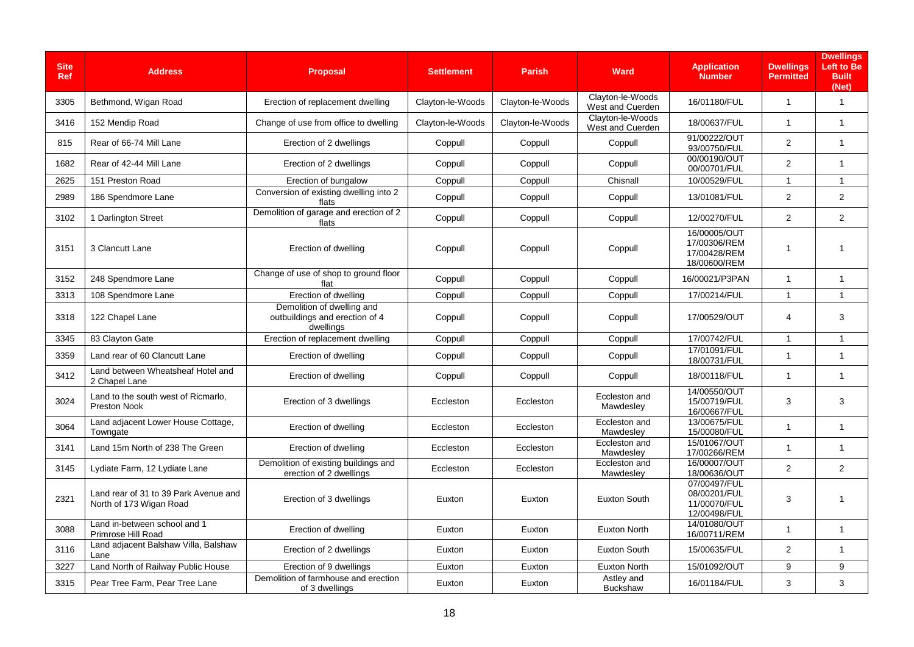| Site Ref | Address | Proposal | Settlement | Parish | Ward | Application Number | Dwellings Permitted | Dwellings Left to Be Built (Net) |
|---|---|---|---|---|---|---|---|---|
| 3305 | Bethmond, Wigan Road | Erection of replacement dwelling | Clayton-le-Woods | Clayton-le-Woods | Clayton-le-Woods West and Cuerden | 16/01180/FUL | 1 | 1 |
| 3416 | 152 Mendip Road | Change of use from office to dwelling | Clayton-le-Woods | Clayton-le-Woods | Clayton-le-Woods West and Cuerden | 18/00637/FUL | 1 | 1 |
| 815 | Rear of 66-74 Mill Lane | Erection of 2 dwellings | Coppull | Coppull | Coppull | 91/00222/OUT 93/00750/FUL | 2 | 1 |
| 1682 | Rear of 42-44 Mill Lane | Erection of 2 dwellings | Coppull | Coppull | Coppull | 00/00190/OUT 00/00701/FUL | 2 | 1 |
| 2625 | 151 Preston Road | Erection of bungalow | Coppull | Coppull | Chisnall | 10/00529/FUL | 1 | 1 |
| 2989 | 186 Spendmore Lane | Conversion of existing dwelling into 2 flats | Coppull | Coppull | Coppull | 13/01081/FUL | 2 | 2 |
| 3102 | 1 Darlington Street | Demolition of garage and erection of 2 flats | Coppull | Coppull | Coppull | 12/00270/FUL | 2 | 2 |
| 3151 | 3 Clancutt Lane | Erection of dwelling | Coppull | Coppull | Coppull | 16/00005/OUT 17/00306/REM 17/00428/REM 18/00600/REM | 1 | 1 |
| 3152 | 248 Spendmore Lane | Change of use of shop to ground floor flat | Coppull | Coppull | Coppull | 16/00021/P3PAN | 1 | 1 |
| 3313 | 108 Spendmore Lane | Erection of dwelling | Coppull | Coppull | Coppull | 17/00214/FUL | 1 | 1 |
| 3318 | 122 Chapel Lane | Demolition of dwelling and outbuildings and erection of 4 dwellings | Coppull | Coppull | Coppull | 17/00529/OUT | 4 | 3 |
| 3345 | 83 Clayton Gate | Erection of replacement dwelling | Coppull | Coppull | Coppull | 17/00742/FUL | 1 | 1 |
| 3359 | Land rear of 60 Clancutt Lane | Erection of dwelling | Coppull | Coppull | Coppull | 17/01091/FUL 18/00731/FUL | 1 | 1 |
| 3412 | Land between Wheatsheaf Hotel and 2 Chapel Lane | Erection of dwelling | Coppull | Coppull | Coppull | 18/00118/FUL | 1 | 1 |
| 3024 | Land to the south west of Ricmarlo, Preston Nook | Erection of 3 dwellings | Eccleston | Eccleston | Eccleston and Mawdesley | 14/00550/OUT 15/00719/FUL 16/00667/FUL | 3 | 3 |
| 3064 | Land adjacent Lower House Cottage, Towngate | Erection of dwelling | Eccleston | Eccleston | Eccleston and Mawdesley | 13/00675/FUL 15/00080/FUL | 1 | 1 |
| 3141 | Land 15m North of 238 The Green | Erection of dwelling | Eccleston | Eccleston | Eccleston and Mawdesley | 15/01067/OUT 17/00266/REM | 1 | 1 |
| 3145 | Lydiate Farm, 12 Lydiate Lane | Demolition of existing buildings and erection of 2 dwellings | Eccleston | Eccleston | Eccleston and Mawdesley | 16/00007/OUT 18/00636/OUT | 2 | 2 |
| 2321 | Land rear of 31 to 39 Park Avenue and North of 173 Wigan Road | Erection of 3 dwellings | Euxton | Euxton | Euxton South | 07/00497/FUL 08/00201/FUL 11/00070/FUL 12/00498/FUL | 3 | 1 |
| 3088 | Land in-between school and 1 Primrose Hill Road | Erection of dwelling | Euxton | Euxton | Euxton North | 14/01080/OUT 16/00711/REM | 1 | 1 |
| 3116 | Land adjacent Balshaw Villa, Balshaw Lane | Erection of 2 dwellings | Euxton | Euxton | Euxton South | 15/00635/FUL | 2 | 1 |
| 3227 | Land North of Railway Public House | Erection of 9 dwellings | Euxton | Euxton | Euxton North | 15/01092/OUT | 9 | 9 |
| 3315 | Pear Tree Farm, Pear Tree Lane | Demolition of farmhouse and erection of 3 dwellings | Euxton | Euxton | Astley and Buckshaw | 16/01184/FUL | 3 | 3 |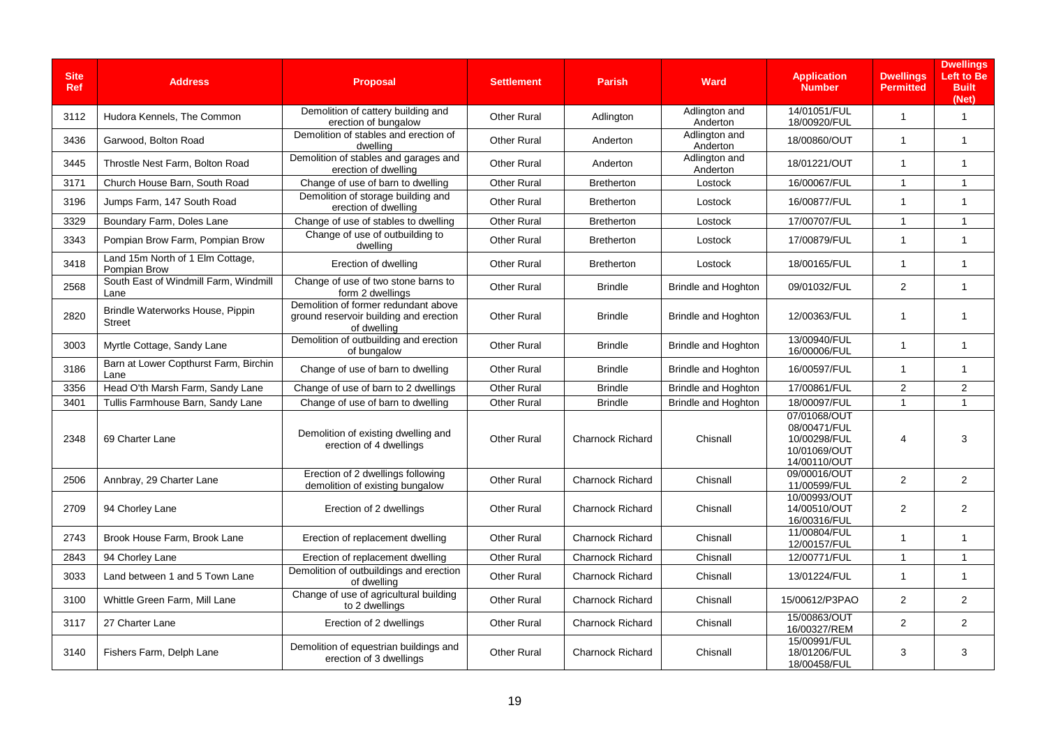| Site Ref | Address | Proposal | Settlement | Parish | Ward | Application Number | Dwellings Permitted | Dwellings Left to Be Built (Net) |
|---|---|---|---|---|---|---|---|---|
| 3112 | Hudora Kennels, The Common | Demolition of cattery building and erection of bungalow | Other Rural | Adlington | Adlington and Anderton | 14/01051/FUL 18/00920/FUL | 1 | 1 |
| 3436 | Garwood, Bolton Road | Demolition of stables and erection of dwelling | Other Rural | Anderton | Adlington and Anderton | 18/00860/OUT | 1 | 1 |
| 3445 | Throstle Nest Farm, Bolton Road | Demolition of stables and garages and erection of dwelling | Other Rural | Anderton | Adlington and Anderton | 18/01221/OUT | 1 | 1 |
| 3171 | Church House Barn, South Road | Change of use of barn to dwelling | Other Rural | Bretherton | Lostock | 16/00067/FUL | 1 | 1 |
| 3196 | Jumps Farm, 147 South Road | Demolition of storage building and erection of dwelling | Other Rural | Bretherton | Lostock | 16/00877/FUL | 1 | 1 |
| 3329 | Boundary Farm, Doles Lane | Change of use of stables to dwelling | Other Rural | Bretherton | Lostock | 17/00707/FUL | 1 | 1 |
| 3343 | Pompian Brow Farm, Pompian Brow | Change of use of outbuilding to dwelling | Other Rural | Bretherton | Lostock | 17/00879/FUL | 1 | 1 |
| 3418 | Land 15m North of 1 Elm Cottage, Pompian Brow | Erection of dwelling | Other Rural | Bretherton | Lostock | 18/00165/FUL | 1 | 1 |
| 2568 | South East of Windmill Farm, Windmill Lane | Change of use of two stone barns to form 2 dwellings | Other Rural | Brindle | Brindle and Hoghton | 09/01032/FUL | 2 | 1 |
| 2820 | Brindle Waterworks House, Pippin Street | Demolition of former redundant above ground reservoir building and erection of dwelling | Other Rural | Brindle | Brindle and Hoghton | 12/00363/FUL | 1 | 1 |
| 3003 | Myrtle Cottage, Sandy Lane | Demolition of outbuilding and erection of bungalow | Other Rural | Brindle | Brindle and Hoghton | 13/00940/FUL 16/00006/FUL | 1 | 1 |
| 3186 | Barn at Lower Copthurst Farm, Birchin Lane | Change of use of barn to dwelling | Other Rural | Brindle | Brindle and Hoghton | 16/00597/FUL | 1 | 1 |
| 3356 | Head O'th Marsh Farm, Sandy Lane | Change of use of barn to 2 dwellings | Other Rural | Brindle | Brindle and Hoghton | 17/00861/FUL | 2 | 2 |
| 3401 | Tullis Farmhouse Barn, Sandy Lane | Change of use of barn to dwelling | Other Rural | Brindle | Brindle and Hoghton | 18/00097/FUL | 1 | 1 |
| 2348 | 69 Charter Lane | Demolition of existing dwelling and erection of 4 dwellings | Other Rural | Charnock Richard | Chisnall | 07/01068/OUT 08/00471/FUL 10/00298/FUL 10/01069/OUT 14/00110/OUT | 4 | 3 |
| 2506 | Annbray, 29 Charter Lane | Erection of 2 dwellings following demolition of existing bungalow | Other Rural | Charnock Richard | Chisnall | 09/00016/OUT 11/00599/FUL | 2 | 2 |
| 2709 | 94 Chorley Lane | Erection of 2 dwellings | Other Rural | Charnock Richard | Chisnall | 10/00993/OUT 14/00510/OUT 16/00316/FUL | 2 | 2 |
| 2743 | Brook House Farm, Brook Lane | Erection of replacement dwelling | Other Rural | Charnock Richard | Chisnall | 11/00804/FUL 12/00157/FUL | 1 | 1 |
| 2843 | 94 Chorley Lane | Erection of replacement dwelling | Other Rural | Charnock Richard | Chisnall | 12/00771/FUL | 1 | 1 |
| 3033 | Land between 1 and 5 Town Lane | Demolition of outbuildings and erection of dwelling | Other Rural | Charnock Richard | Chisnall | 13/01224/FUL | 1 | 1 |
| 3100 | Whittle Green Farm, Mill Lane | Change of use of agricultural building to 2 dwellings | Other Rural | Charnock Richard | Chisnall | 15/00612/P3PAO | 2 | 2 |
| 3117 | 27 Charter Lane | Erection of 2 dwellings | Other Rural | Charnock Richard | Chisnall | 15/00863/OUT 16/00327/REM | 2 | 2 |
| 3140 | Fishers Farm, Delph Lane | Demolition of equestrian buildings and erection of 3 dwellings | Other Rural | Charnock Richard | Chisnall | 15/00991/FUL 18/01206/FUL 18/00458/FUL | 3 | 3 |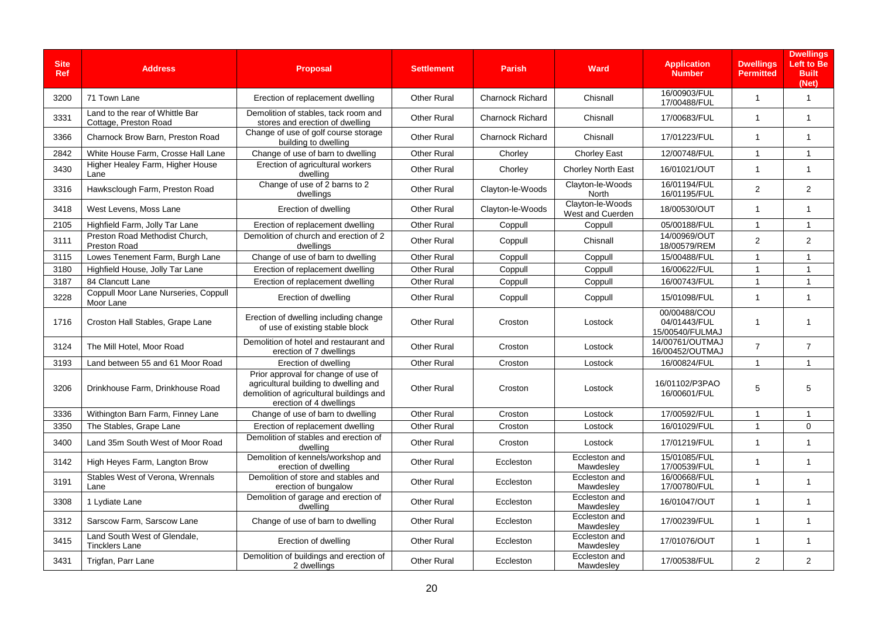| Site Ref | Address | Proposal | Settlement | Parish | Ward | Application Number | Dwellings Permitted | Dwellings Left to Be Built (Net) |
|---|---|---|---|---|---|---|---|---|
| 3200 | 71 Town Lane | Erection of replacement dwelling | Other Rural | Charnock Richard | Chisnall | 16/00903/FUL 17/00488/FUL | 1 | 1 |
| 3331 | Land to the rear of Whittle Bar Cottage, Preston Road | Demolition of stables, tack room and stores and erection of dwelling | Other Rural | Charnock Richard | Chisnall | 17/00683/FUL | 1 | 1 |
| 3366 | Charnock Brow Barn, Preston Road | Change of use of golf course storage building to dwelling | Other Rural | Charnock Richard | Chisnall | 17/01223/FUL | 1 | 1 |
| 2842 | White House Farm, Crosse Hall Lane | Change of use of barn to dwelling | Other Rural | Chorley | Chorley East | 12/00748/FUL | 1 | 1 |
| 3430 | Higher Healey Farm, Higher House Lane | Erection of agricultural workers dwelling | Other Rural | Chorley | Chorley North East | 16/01021/OUT | 1 | 1 |
| 3316 | Hawksclough Farm, Preston Road | Change of use of 2 barns to 2 dwellings | Other Rural | Clayton-le-Woods | Clayton-le-Woods North | 16/01194/FUL 16/01195/FUL | 2 | 2 |
| 3418 | West Levens, Moss Lane | Erection of dwelling | Other Rural | Clayton-le-Woods | Clayton-le-Woods West and Cuerden | 18/00530/OUT | 1 | 1 |
| 2105 | Highfield Farm, Jolly Tar Lane | Erection of replacement dwelling | Other Rural | Coppull | Coppull | 05/00188/FUL | 1 | 1 |
| 3111 | Preston Road Methodist Church, Preston Road | Demolition of church and erection of 2 dwellings | Other Rural | Coppull | Chisnall | 14/00969/OUT 18/00579/REM | 2 | 2 |
| 3115 | Lowes Tenement Farm, Burgh Lane | Change of use of barn to dwelling | Other Rural | Coppull | Coppull | 15/00488/FUL | 1 | 1 |
| 3180 | Highfield House, Jolly Tar Lane | Erection of replacement dwelling | Other Rural | Coppull | Coppull | 16/00622/FUL | 1 | 1 |
| 3187 | 84 Clancutt Lane | Erection of replacement dwelling | Other Rural | Coppull | Coppull | 16/00743/FUL | 1 | 1 |
| 3228 | Coppull Moor Lane Nurseries, Coppull Moor Lane | Erection of dwelling | Other Rural | Coppull | Coppull | 15/01098/FUL | 1 | 1 |
| 1716 | Croston Hall Stables, Grape Lane | Erection of dwelling including change of use of existing stable block | Other Rural | Croston | Lostock | 00/00488/COU 04/01443/FUL 15/00540/FULMAJ | 1 | 1 |
| 3124 | The Mill Hotel, Moor Road | Demolition of hotel and restaurant and erection of 7 dwellings | Other Rural | Croston | Lostock | 14/00761/OUTMAJ 16/00452/OUTMAJ | 7 | 7 |
| 3193 | Land between 55 and 61 Moor Road | Erection of dwelling | Other Rural | Croston | Lostock | 16/00824/FUL | 1 | 1 |
| 3206 | Drinkhouse Farm, Drinkhouse Road | Prior approval for change of use of agricultural building to dwelling and demolition of agricultural buildings and erection of 4 dwellings | Other Rural | Croston | Lostock | 16/01102/P3PAO 16/00601/FUL | 5 | 5 |
| 3336 | Withington Barn Farm, Finney Lane | Change of use of barn to dwelling | Other Rural | Croston | Lostock | 17/00592/FUL | 1 | 1 |
| 3350 | The Stables, Grape Lane | Erection of replacement dwelling | Other Rural | Croston | Lostock | 16/01029/FUL | 1 | 0 |
| 3400 | Land 35m South West of Moor Road | Demolition of stables and erection of dwelling | Other Rural | Croston | Lostock | 17/01219/FUL | 1 | 1 |
| 3142 | High Heyes Farm, Langton Brow | Demolition of kennels/workshop and erection of dwelling | Other Rural | Eccleston | Eccleston and Mawdesley | 15/01085/FUL 17/00539/FUL | 1 | 1 |
| 3191 | Stables West of Verona, Wrennals Lane | Demolition of store and stables and erection of bungalow | Other Rural | Eccleston | Eccleston and Mawdesley | 16/00668/FUL 17/00780/FUL | 1 | 1 |
| 3308 | 1 Lydiate Lane | Demolition of garage and erection of dwelling | Other Rural | Eccleston | Eccleston and Mawdesley | 16/01047/OUT | 1 | 1 |
| 3312 | Sarscow Farm, Sarscow Lane | Change of use of barn to dwelling | Other Rural | Eccleston | Eccleston and Mawdesley | 17/00239/FUL | 1 | 1 |
| 3415 | Land South West of Glendale, Tincklers Lane | Erection of dwelling | Other Rural | Eccleston | Eccleston and Mawdesley | 17/01076/OUT | 1 | 1 |
| 3431 | Trigfan, Parr Lane | Demolition of buildings and erection of 2 dwellings | Other Rural | Eccleston | Eccleston and Mawdesley | 17/00538/FUL | 2 | 2 |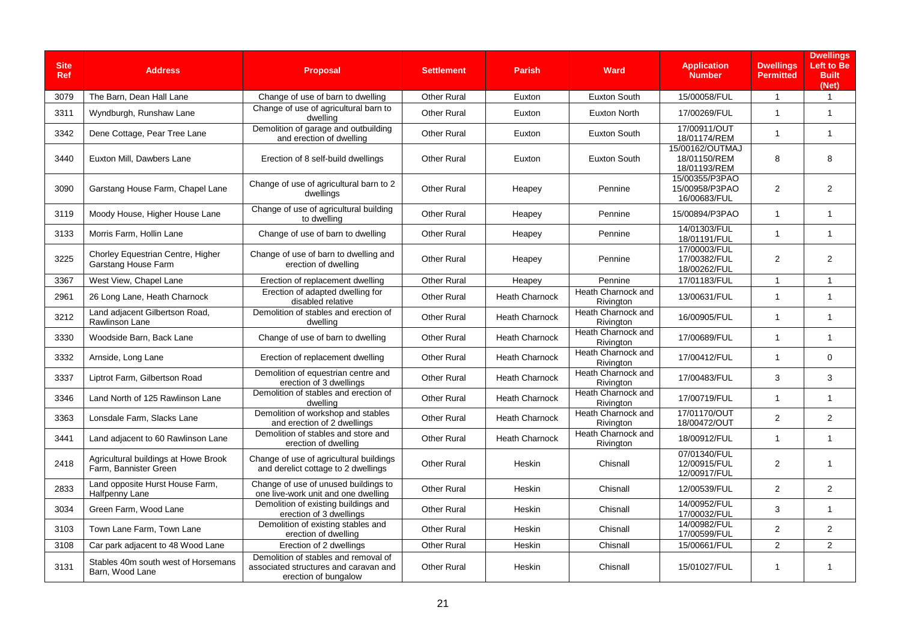| Site Ref | Address | Proposal | Settlement | Parish | Ward | Application Number | Dwellings Permitted | Dwellings Left to Be Built (Net) |
|---|---|---|---|---|---|---|---|---|
| 3079 | The Barn, Dean Hall Lane | Change of use of barn to dwelling | Other Rural | Euxton | Euxton South | 15/00058/FUL | 1 | 1 |
| 3311 | Wyndburgh, Runshaw Lane | Change of use of agricultural barn to dwelling | Other Rural | Euxton | Euxton North | 17/00269/FUL | 1 | 1 |
| 3342 | Dene Cottage, Pear Tree Lane | Demolition of garage and outbuilding and erection of dwelling | Other Rural | Euxton | Euxton South | 17/00911/OUT 18/01174/REM | 1 | 1 |
| 3440 | Euxton Mill, Dawbers Lane | Erection of 8 self-build dwellings | Other Rural | Euxton | Euxton South | 15/00162/OUTMAJ 18/01150/REM 18/01193/REM | 8 | 8 |
| 3090 | Garstang House Farm, Chapel Lane | Change of use of agricultural barn to 2 dwellings | Other Rural | Heapey | Pennine | 15/00355/P3PAO 15/00958/P3PAO 16/00683/FUL | 2 | 2 |
| 3119 | Moody House, Higher House Lane | Change of use of agricultural building to dwelling | Other Rural | Heapey | Pennine | 15/00894/P3PAO | 1 | 1 |
| 3133 | Morris Farm, Hollin Lane | Change of use of barn to dwelling | Other Rural | Heapey | Pennine | 14/01303/FUL 18/01191/FUL | 1 | 1 |
| 3225 | Chorley Equestrian Centre, Higher Garstang House Farm | Change of use of barn to dwelling and erection of dwelling | Other Rural | Heapey | Pennine | 17/00003/FUL 17/00382/FUL 18/00262/FUL | 2 | 2 |
| 3367 | West View, Chapel Lane | Erection of replacement dwelling | Other Rural | Heapey | Pennine | 17/01183/FUL | 1 | 1 |
| 2961 | 26 Long Lane, Heath Charnock | Erection of adapted dwelling for disabled relative | Other Rural | Heath Charnock | Heath Charnock and Rivington | 13/00631/FUL | 1 | 1 |
| 3212 | Land adjacent Gilbertson Road, Rawlinson Lane | Demolition of stables and erection of dwelling | Other Rural | Heath Charnock | Heath Charnock and Rivington | 16/00905/FUL | 1 | 1 |
| 3330 | Woodside Barn, Back Lane | Change of use of barn to dwelling | Other Rural | Heath Charnock | Heath Charnock and Rivington | 17/00689/FUL | 1 | 1 |
| 3332 | Arnside, Long Lane | Erection of replacement dwelling | Other Rural | Heath Charnock | Heath Charnock and Rivington | 17/00412/FUL | 1 | 0 |
| 3337 | Liptrot Farm, Gilbertson Road | Demolition of equestrian centre and erection of 3 dwellings | Other Rural | Heath Charnock | Heath Charnock and Rivington | 17/00483/FUL | 3 | 3 |
| 3346 | Land North of 125 Rawlinson Lane | Demolition of stables and erection of dwelling | Other Rural | Heath Charnock | Heath Charnock and Rivington | 17/00719/FUL | 1 | 1 |
| 3363 | Lonsdale Farm, Slacks Lane | Demolition of workshop and stables and erection of 2 dwellings | Other Rural | Heath Charnock | Heath Charnock and Rivington | 17/01170/OUT 18/00472/OUT | 2 | 2 |
| 3441 | Land adjacent to 60 Rawlinson Lane | Demolition of stables and store and erection of dwelling | Other Rural | Heath Charnock | Heath Charnock and Rivington | 18/00912/FUL | 1 | 1 |
| 2418 | Agricultural buildings at Howe Brook Farm, Bannister Green | Change of use of agricultural buildings and derelict cottage to 2 dwellings | Other Rural | Heskin | Chisnall | 07/01340/FUL 12/00915/FUL 12/00917/FUL | 2 | 1 |
| 2833 | Land opposite Hurst House Farm, Halfpenny Lane | Change of use of unused buildings to one live-work unit and one dwelling | Other Rural | Heskin | Chisnall | 12/00539/FUL | 2 | 2 |
| 3034 | Green Farm, Wood Lane | Demolition of existing buildings and erection of 3 dwellings | Other Rural | Heskin | Chisnall | 14/00952/FUL 17/00032/FUL | 3 | 1 |
| 3103 | Town Lane Farm, Town Lane | Demolition of existing stables and erection of dwelling | Other Rural | Heskin | Chisnall | 14/00982/FUL 17/00599/FUL | 2 | 2 |
| 3108 | Car park adjacent to 48 Wood Lane | Erection of 2 dwellings | Other Rural | Heskin | Chisnall | 15/00661/FUL | 2 | 2 |
| 3131 | Stables 40m south west of Horsemans Barn, Wood Lane | Demolition of stables and removal of associated structures and caravan and erection of bungalow | Other Rural | Heskin | Chisnall | 15/01027/FUL | 1 | 1 |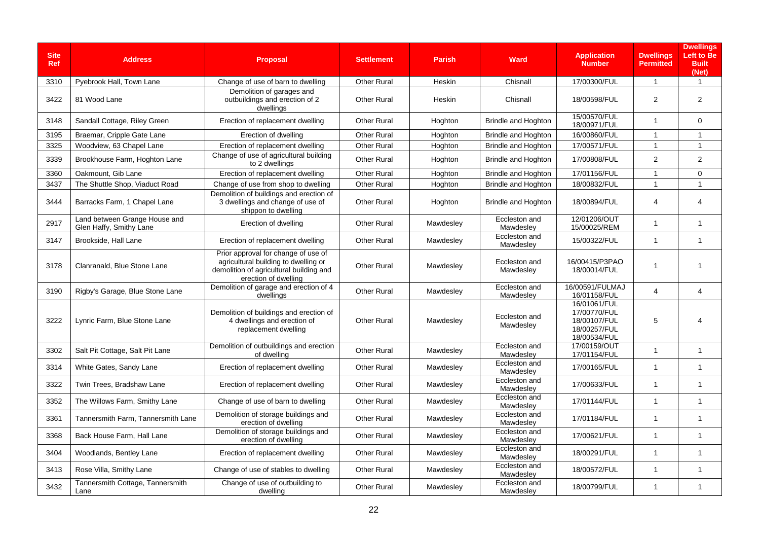| Site Ref | Address | Proposal | Settlement | Parish | Ward | Application Number | Dwellings Permitted | Dwellings Left to Be Built (Net) |
|---|---|---|---|---|---|---|---|---|
| 3310 | Pyebrook Hall, Town Lane | Change of use of barn to dwelling | Other Rural | Heskin | Chisnall | 17/00300/FUL | 1 | 1 |
| 3422 | 81 Wood Lane | Demolition of garages and outbuildings and erection of 2 dwellings | Other Rural | Heskin | Chisnall | 18/00598/FUL | 2 | 2 |
| 3148 | Sandall Cottage, Riley Green | Erection of replacement dwelling | Other Rural | Hoghton | Brindle and Hoghton | 15/00570/FUL 18/00971/FUL | 1 | 0 |
| 3195 | Braemar, Cripple Gate Lane | Erection of dwelling | Other Rural | Hoghton | Brindle and Hoghton | 16/00860/FUL | 1 | 1 |
| 3325 | Woodview, 63 Chapel Lane | Erection of replacement dwelling | Other Rural | Hoghton | Brindle and Hoghton | 17/00571/FUL | 1 | 1 |
| 3339 | Brookhouse Farm, Hoghton Lane | Change of use of agricultural building to 2 dwellings | Other Rural | Hoghton | Brindle and Hoghton | 17/00808/FUL | 2 | 2 |
| 3360 | Oakmount, Gib Lane | Erection of replacement dwelling | Other Rural | Hoghton | Brindle and Hoghton | 17/01156/FUL | 1 | 0 |
| 3437 | The Shuttle Shop, Viaduct Road | Change of use from shop to dwelling | Other Rural | Hoghton | Brindle and Hoghton | 18/00832/FUL | 1 | 1 |
| 3444 | Barracks Farm, 1 Chapel Lane | Demolition of buildings and erection of 3 dwellings and change of use of shippon to dwelling | Other Rural | Hoghton | Brindle and Hoghton | 18/00894/FUL | 4 | 4 |
| 2917 | Land between Grange House and Glen Haffy, Smithy Lane | Erection of dwelling | Other Rural | Mawdesley | Eccleston and Mawdesley | 12/01206/OUT 15/00025/REM | 1 | 1 |
| 3147 | Brookside, Hall Lane | Erection of replacement dwelling | Other Rural | Mawdesley | Eccleston and Mawdesley | 15/00322/FUL | 1 | 1 |
| 3178 | Clanranald, Blue Stone Lane | Prior approval for change of use of agricultural building to dwelling or demolition of agricultural building and erection of dwelling | Other Rural | Mawdesley | Eccleston and Mawdesley | 16/00415/P3PAO 18/00014/FUL | 1 | 1 |
| 3190 | Rigby's Garage, Blue Stone Lane | Demolition of garage and erection of 4 dwellings | Other Rural | Mawdesley | Eccleston and Mawdesley | 16/00591/FULMAJ 16/01158/FUL | 4 | 4 |
| 3222 | Lynric Farm, Blue Stone Lane | Demolition of buildings and erection of 4 dwellings and erection of replacement dwelling | Other Rural | Mawdesley | Eccleston and Mawdesley | 16/01061/FUL 17/00770/FUL 18/00107/FUL 18/00257/FUL 18/00534/FUL | 5 | 4 |
| 3302 | Salt Pit Cottage, Salt Pit Lane | Demolition of outbuildings and erection of dwelling | Other Rural | Mawdesley | Eccleston and Mawdesley | 17/00159/OUT 17/01154/FUL | 1 | 1 |
| 3314 | White Gates, Sandy Lane | Erection of replacement dwelling | Other Rural | Mawdesley | Eccleston and Mawdesley | 17/00165/FUL | 1 | 1 |
| 3322 | Twin Trees, Bradshaw Lane | Erection of replacement dwelling | Other Rural | Mawdesley | Eccleston and Mawdesley | 17/00633/FUL | 1 | 1 |
| 3352 | The Willows Farm, Smithy Lane | Change of use of barn to dwelling | Other Rural | Mawdesley | Eccleston and Mawdesley | 17/01144/FUL | 1 | 1 |
| 3361 | Tannersmith Farm, Tannersmith Lane | Demolition of storage buildings and erection of dwelling | Other Rural | Mawdesley | Eccleston and Mawdesley | 17/01184/FUL | 1 | 1 |
| 3368 | Back House Farm, Hall Lane | Demolition of storage buildings and erection of dwelling | Other Rural | Mawdesley | Eccleston and Mawdesley | 17/00621/FUL | 1 | 1 |
| 3404 | Woodlands, Bentley Lane | Erection of replacement dwelling | Other Rural | Mawdesley | Eccleston and Mawdesley | 18/00291/FUL | 1 | 1 |
| 3413 | Rose Villa, Smithy Lane | Change of use of stables to dwelling | Other Rural | Mawdesley | Eccleston and Mawdesley | 18/00572/FUL | 1 | 1 |
| 3432 | Tannersmith Cottage, Tannersmith Lane | Change of use of outbuilding to dwelling | Other Rural | Mawdesley | Eccleston and Mawdesley | 18/00799/FUL | 1 | 1 |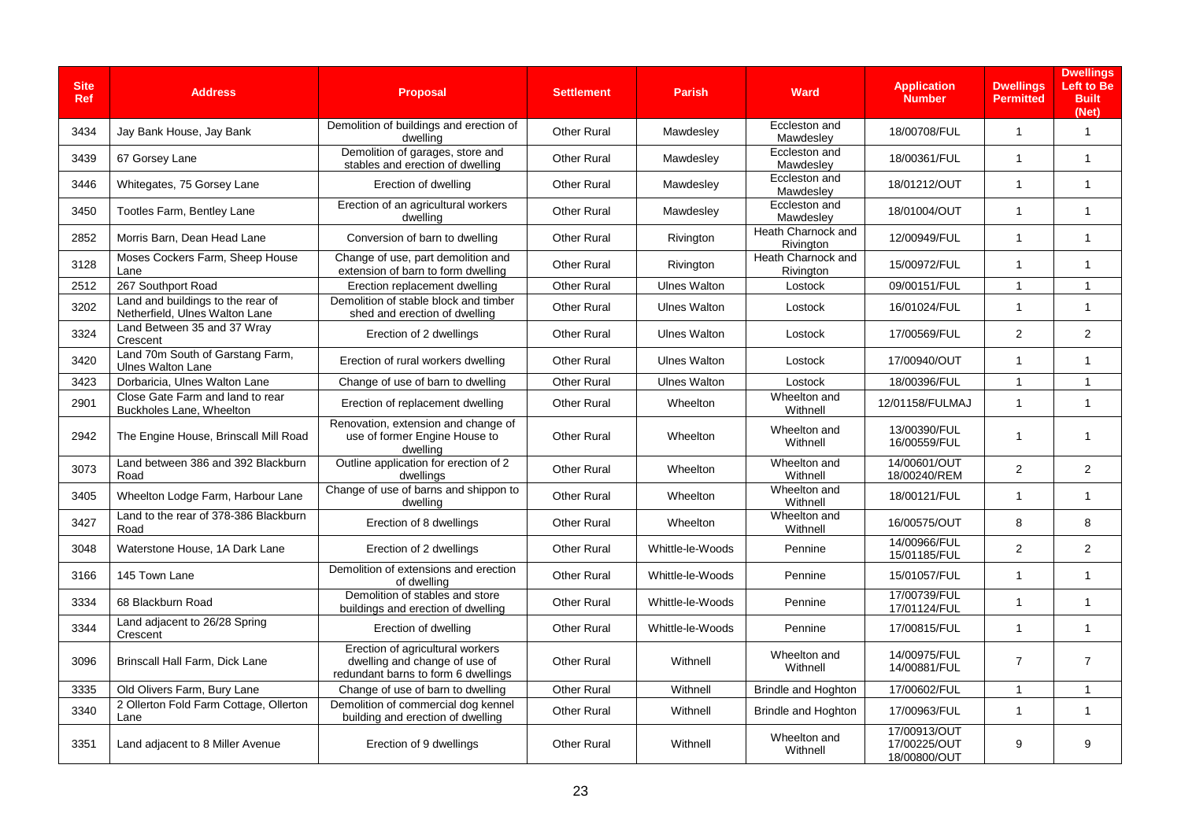| Site Ref | Address | Proposal | Settlement | Parish | Ward | Application Number | Dwellings Permitted | Dwellings Left to Be Built (Net) |
|---|---|---|---|---|---|---|---|---|
| 3434 | Jay Bank House, Jay Bank | Demolition of buildings and erection of dwelling | Other Rural | Mawdesley | Eccleston and Mawdesley | 18/00708/FUL | 1 | 1 |
| 3439 | 67 Gorsey Lane | Demolition of garages, store and stables and erection of dwelling | Other Rural | Mawdesley | Eccleston and Mawdesley | 18/00361/FUL | 1 | 1 |
| 3446 | Whitegates, 75 Gorsey Lane | Erection of dwelling | Other Rural | Mawdesley | Eccleston and Mawdesley | 18/01212/OUT | 1 | 1 |
| 3450 | Tootles Farm, Bentley Lane | Erection of an agricultural workers dwelling | Other Rural | Mawdesley | Eccleston and Mawdesley | 18/01004/OUT | 1 | 1 |
| 2852 | Morris Barn, Dean Head Lane | Conversion of barn to dwelling | Other Rural | Rivington | Heath Charnock and Rivington | 12/00949/FUL | 1 | 1 |
| 3128 | Moses Cockers Farm, Sheep House Lane | Change of use, part demolition and extension of barn to form dwelling | Other Rural | Rivington | Heath Charnock and Rivington | 15/00972/FUL | 1 | 1 |
| 2512 | 267 Southport Road | Erection replacement dwelling | Other Rural | Ulnes Walton | Lostock | 09/00151/FUL | 1 | 1 |
| 3202 | Land and buildings to the rear of Netherfield, Ulnes Walton Lane | Demolition of stable block and timber shed and erection of dwelling | Other Rural | Ulnes Walton | Lostock | 16/01024/FUL | 1 | 1 |
| 3324 | Land Between 35 and 37 Wray Crescent | Erection of 2 dwellings | Other Rural | Ulnes Walton | Lostock | 17/00569/FUL | 2 | 2 |
| 3420 | Land 70m South of Garstang Farm, Ulnes Walton Lane | Erection of rural workers dwelling | Other Rural | Ulnes Walton | Lostock | 17/00940/OUT | 1 | 1 |
| 3423 | Dorbaricia, Ulnes Walton Lane | Change of use of barn to dwelling | Other Rural | Ulnes Walton | Lostock | 18/00396/FUL | 1 | 1 |
| 2901 | Close Gate Farm and land to rear Buckholes Lane, Wheelton | Erection of replacement dwelling | Other Rural | Wheelton | Wheelton and Withnell | 12/01158/FULMAJ | 1 | 1 |
| 2942 | The Engine House, Brinscall Mill Road | Renovation, extension and change of use of former Engine House to dwelling | Other Rural | Wheelton | Wheelton and Withnell | 13/00390/FUL 16/00559/FUL | 1 | 1 |
| 3073 | Land between 386 and 392 Blackburn Road | Outline application for erection of 2 dwellings | Other Rural | Wheelton | Wheelton and Withnell | 14/00601/OUT 18/00240/REM | 2 | 2 |
| 3405 | Wheelton Lodge Farm, Harbour Lane | Change of use of barns and shippon to dwelling | Other Rural | Wheelton | Wheelton and Withnell | 18/00121/FUL | 1 | 1 |
| 3427 | Land to the rear of 378-386 Blackburn Road | Erection of 8 dwellings | Other Rural | Wheelton | Wheelton and Withnell | 16/00575/OUT | 8 | 8 |
| 3048 | Waterstone House, 1A Dark Lane | Erection of 2 dwellings | Other Rural | Whittle-le-Woods | Pennine | 14/00966/FUL 15/01185/FUL | 2 | 2 |
| 3166 | 145 Town Lane | Demolition of extensions and erection of dwelling | Other Rural | Whittle-le-Woods | Pennine | 15/01057/FUL | 1 | 1 |
| 3334 | 68 Blackburn Road | Demolition of stables and store buildings and erection of dwelling | Other Rural | Whittle-le-Woods | Pennine | 17/00739/FUL 17/01124/FUL | 1 | 1 |
| 3344 | Land adjacent to 26/28 Spring Crescent | Erection of dwelling | Other Rural | Whittle-le-Woods | Pennine | 17/00815/FUL | 1 | 1 |
| 3096 | Brinscall Hall Farm, Dick Lane | Erection of agricultural workers dwelling and change of use of redundant barns to form 6 dwellings | Other Rural | Withnell | Wheelton and Withnell | 14/00975/FUL 14/00881/FUL | 7 | 7 |
| 3335 | Old Olivers Farm, Bury Lane | Change of use of barn to dwelling | Other Rural | Withnell | Brindle and Hoghton | 17/00602/FUL | 1 | 1 |
| 3340 | 2 Ollerton Fold Farm Cottage, Ollerton Lane | Demolition of commercial dog kennel building and erection of dwelling | Other Rural | Withnell | Brindle and Hoghton | 17/00963/FUL | 1 | 1 |
| 3351 | Land adjacent to 8 Miller Avenue | Erection of 9 dwellings | Other Rural | Withnell | Wheelton and Withnell | 17/00913/OUT 17/00225/OUT 18/00800/OUT | 9 | 9 |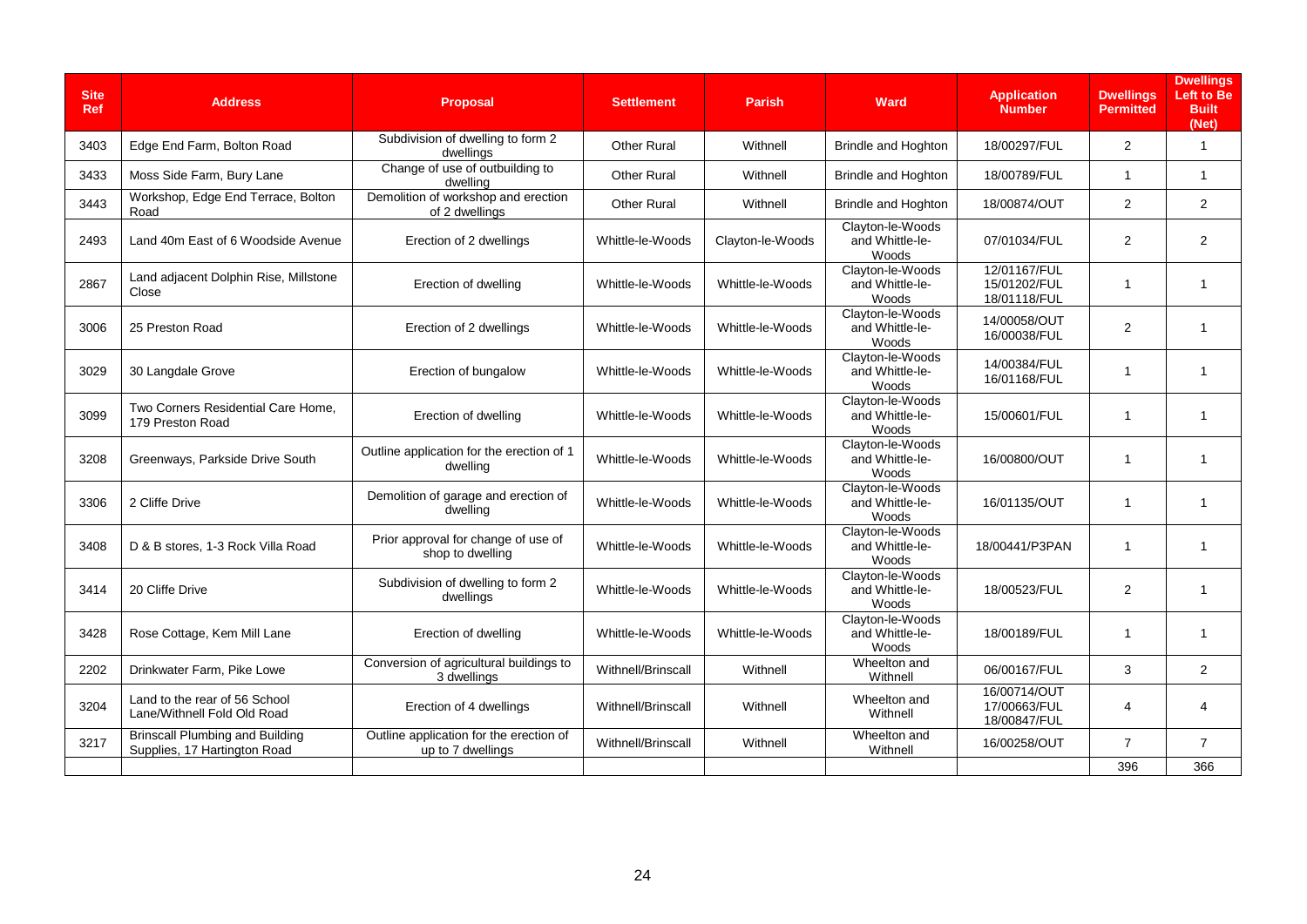| Site Ref | Address | Proposal | Settlement | Parish | Ward | Application Number | Dwellings Permitted | Dwellings Left to Be Built (Net) |
|---|---|---|---|---|---|---|---|---|
| 3403 | Edge End Farm, Bolton Road | Subdivision of dwelling to form 2 dwellings | Other Rural | Withnell | Brindle and Hoghton | 18/00297/FUL | 2 | 1 |
| 3433 | Moss Side Farm, Bury Lane | Change of use of outbuilding to dwelling | Other Rural | Withnell | Brindle and Hoghton | 18/00789/FUL | 1 | 1 |
| 3443 | Workshop, Edge End Terrace, Bolton Road | Demolition of workshop and erection of 2 dwellings | Other Rural | Withnell | Brindle and Hoghton | 18/00874/OUT | 2 | 2 |
| 2493 | Land 40m East of 6 Woodside Avenue | Erection of 2 dwellings | Whittle-le-Woods | Clayton-le-Woods | Clayton-le-Woods and Whittle-le-Woods | 07/01034/FUL | 2 | 2 |
| 2867 | Land adjacent Dolphin Rise, Millstone Close | Erection of dwelling | Whittle-le-Woods | Whittle-le-Woods | Clayton-le-Woods and Whittle-le-Woods | 12/01167/FUL 15/01202/FUL 18/01118/FUL | 1 | 1 |
| 3006 | 25 Preston Road | Erection of 2 dwellings | Whittle-le-Woods | Whittle-le-Woods | Clayton-le-Woods and Whittle-le-Woods | 14/00058/OUT 16/00038/FUL | 2 | 1 |
| 3029 | 30 Langdale Grove | Erection of bungalow | Whittle-le-Woods | Whittle-le-Woods | Clayton-le-Woods and Whittle-le-Woods | 14/00384/FUL 16/01168/FUL | 1 | 1 |
| 3099 | Two Corners Residential Care Home, 179 Preston Road | Erection of dwelling | Whittle-le-Woods | Whittle-le-Woods | Clayton-le-Woods and Whittle-le-Woods | 15/00601/FUL | 1 | 1 |
| 3208 | Greenways, Parkside Drive South | Outline application for the erection of 1 dwelling | Whittle-le-Woods | Whittle-le-Woods | Clayton-le-Woods and Whittle-le-Woods | 16/00800/OUT | 1 | 1 |
| 3306 | 2 Cliffe Drive | Demolition of garage and erection of dwelling | Whittle-le-Woods | Whittle-le-Woods | Clayton-le-Woods and Whittle-le-Woods | 16/01135/OUT | 1 | 1 |
| 3408 | D & B stores, 1-3 Rock Villa Road | Prior approval for change of use of shop to dwelling | Whittle-le-Woods | Whittle-le-Woods | Clayton-le-Woods and Whittle-le-Woods | 18/00441/P3PAN | 1 | 1 |
| 3414 | 20 Cliffe Drive | Subdivision of dwelling to form 2 dwellings | Whittle-le-Woods | Whittle-le-Woods | Clayton-le-Woods and Whittle-le-Woods | 18/00523/FUL | 2 | 1 |
| 3428 | Rose Cottage, Kem Mill Lane | Erection of dwelling | Whittle-le-Woods | Whittle-le-Woods | Clayton-le-Woods and Whittle-le-Woods | 18/00189/FUL | 1 | 1 |
| 2202 | Drinkwater Farm, Pike Lowe | Conversion of agricultural buildings to 3 dwellings | Withnell/Brinscall | Withnell | Wheelton and Withnell | 06/00167/FUL | 3 | 2 |
| 3204 | Land to the rear of 56 School Lane/Withnell Fold Old Road | Erection of 4 dwellings | Withnell/Brinscall | Withnell | Wheelton and Withnell | 16/00714/OUT 17/00663/FUL 18/00847/FUL | 4 | 4 |
| 3217 | Brinscall Plumbing and Building Supplies, 17 Hartington Road | Outline application for the erection of up to 7 dwellings | Withnell/Brinscall | Withnell | Wheelton and Withnell | 16/00258/OUT | 7 | 7 |
| | | | | | | | 396 | 366 |